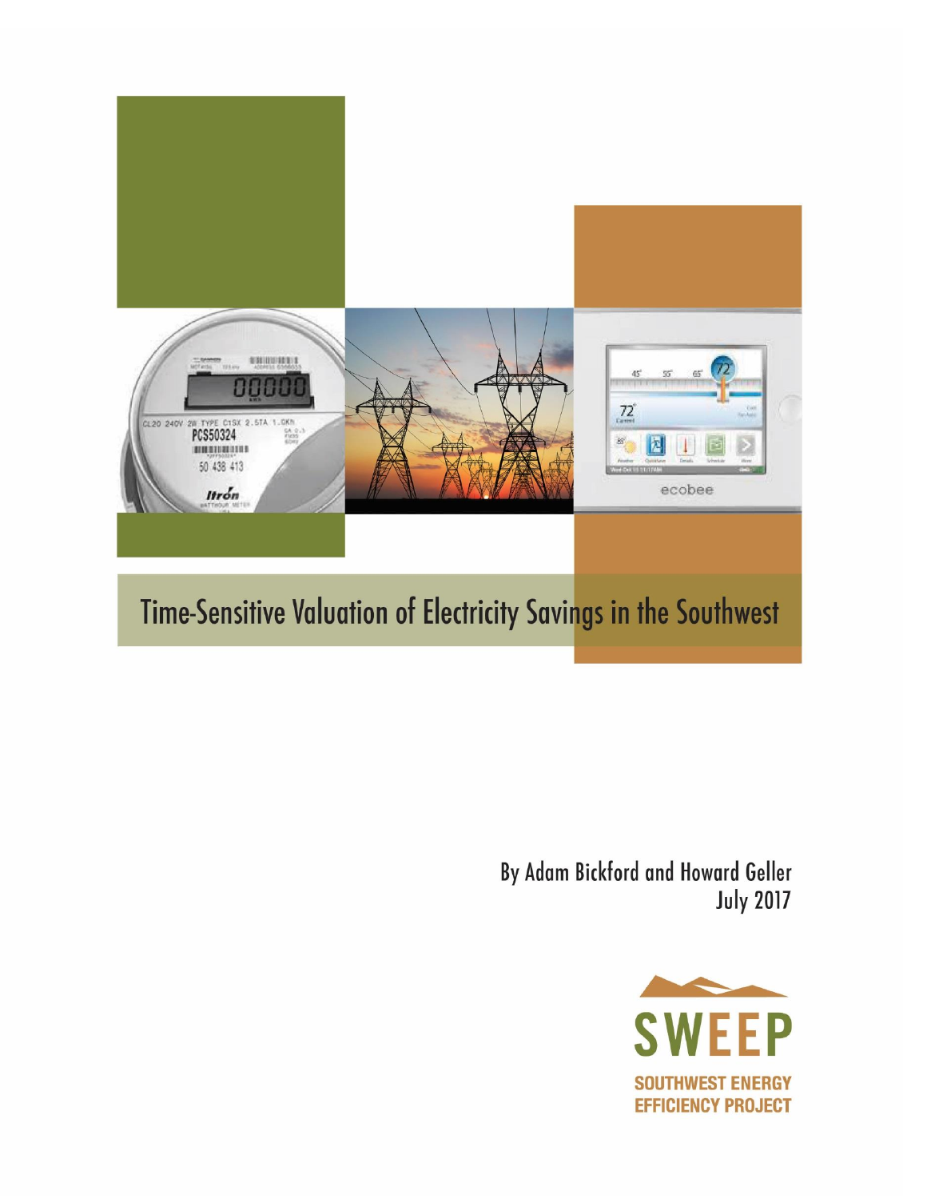# Time-Sensitive Valuation of Electricity Savings in the Southwest

By Adam Bickford and Howard Geller
July 2017

SWEEP
SOUTHWEST ENERGY EFFICIENCY PROJECT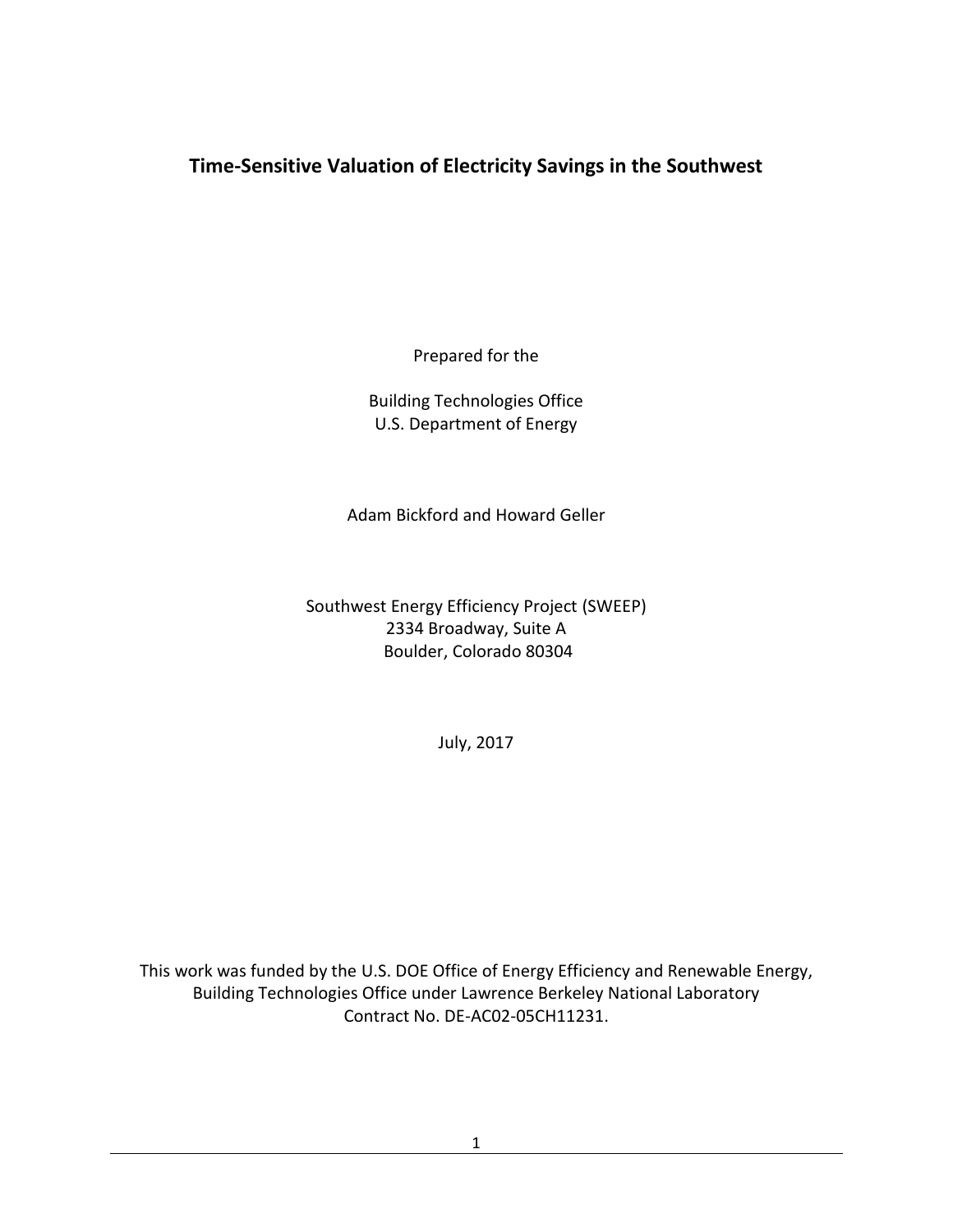# Time-Sensitive Valuation of Electricity Savings in the Southwest

Prepared for the

Building Technologies Office
U.S. Department of Energy

Adam Bickford and Howard Geller

Southwest Energy Efficiency Project (SWEEP)
2334 Broadway, Suite A
Boulder, Colorado 80304

July, 2017

This work was funded by the U.S. DOE Office of Energy Efficiency and Renewable Energy, Building Technologies Office under Lawrence Berkeley National Laboratory Contract No. DE-AC02-05CH11231.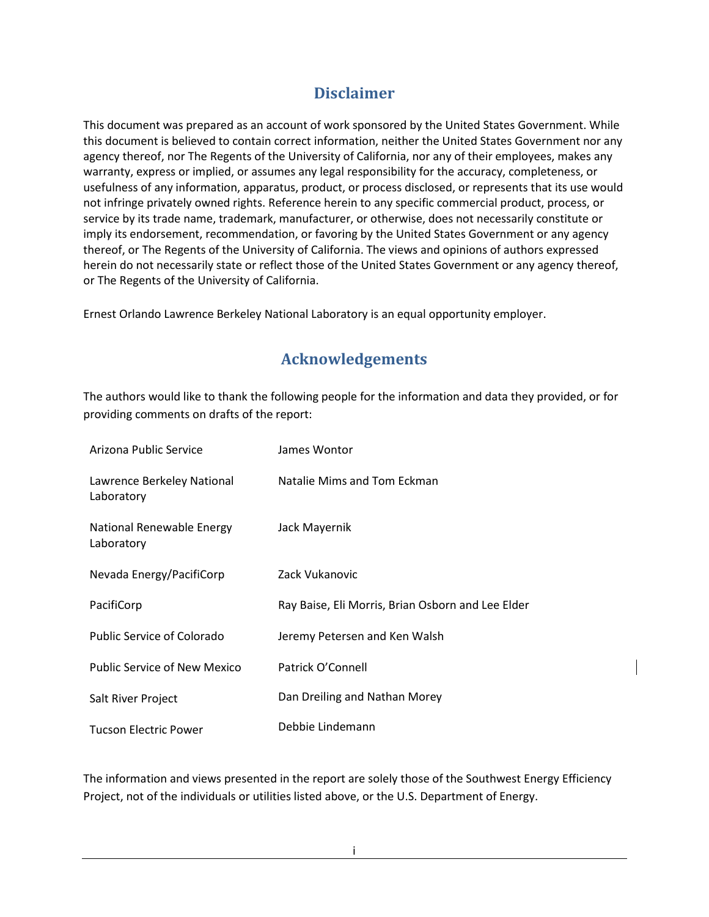## Disclaimer

This document was prepared as an account of work sponsored by the United States Government. While this document is believed to contain correct information, neither the United States Government nor any agency thereof, nor The Regents of the University of California, nor any of their employees, makes any warranty, express or implied, or assumes any legal responsibility for the accuracy, completeness, or usefulness of any information, apparatus, product, or process disclosed, or represents that its use would not infringe privately owned rights. Reference herein to any specific commercial product, process, or service by its trade name, trademark, manufacturer, or otherwise, does not necessarily constitute or imply its endorsement, recommendation, or favoring by the United States Government or any agency thereof, or The Regents of the University of California. The views and opinions of authors expressed herein do not necessarily state or reflect those of the United States Government or any agency thereof, or The Regents of the University of California.

Ernest Orlando Lawrence Berkeley National Laboratory is an equal opportunity employer.

## Acknowledgements

The authors would like to thank the following people for the information and data they provided, or for providing comments on drafts of the report:

| | |
|---|---|
| Arizona Public Service | James Wontor |
| Lawrence Berkeley National Laboratory | Natalie Mims and Tom Eckman |
| National Renewable Energy Laboratory | Jack Mayernik |
| Nevada Energy/PacifiCorp | Zack Vukanovic |
| PacifiCorp | Ray Baise, Eli Morris, Brian Osborn and Lee Elder |
| Public Service of Colorado | Jeremy Petersen and Ken Walsh |
| Public Service of New Mexico | Patrick O'Connell |
| Salt River Project | Dan Dreiling and Nathan Morey |
| Tucson Electric Power | Debbie Lindemann |

The information and views presented in the report are solely those of the Southwest Energy Efficiency Project, not of the individuals or utilities listed above, or the U.S. Department of Energy.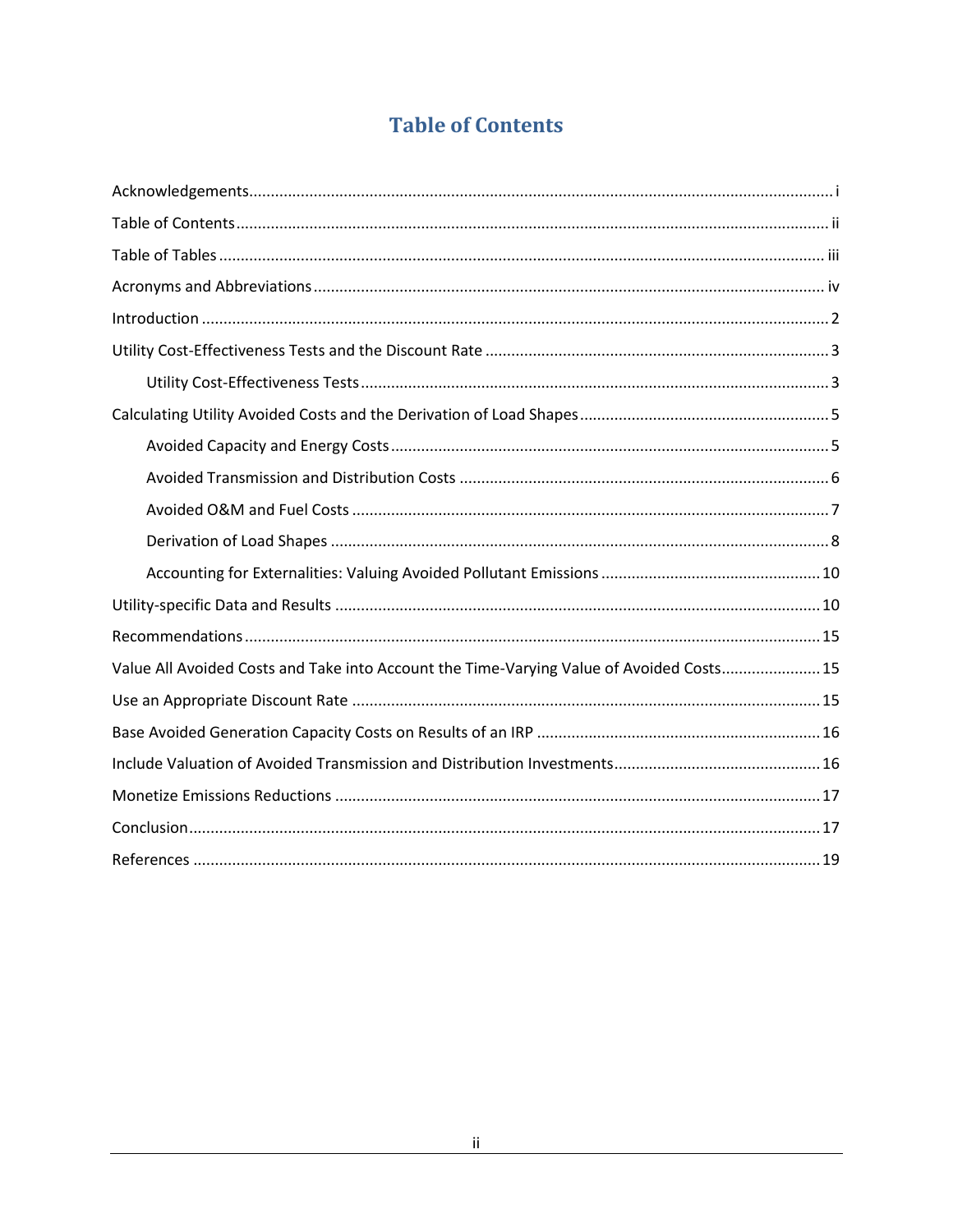# Table of Contents

Acknowledgements ..... i

Table of Contents ..... ii

Table of Tables ..... iii

Acronyms and Abbreviations ..... iv

Introduction ..... 2

Utility Cost-Effectiveness Tests and the Discount Rate ..... 3

- Utility Cost-Effectiveness Tests ..... 3

Calculating Utility Avoided Costs and the Derivation of Load Shapes ..... 5

- Avoided Capacity and Energy Costs ..... 5
- Avoided Transmission and Distribution Costs ..... 6
- Avoided O&M and Fuel Costs ..... 7
- Derivation of Load Shapes ..... 8
- Accounting for Externalities: Valuing Avoided Pollutant Emissions ..... 10

Utility-specific Data and Results ..... 10

Recommendations ..... 15

Value All Avoided Costs and Take into Account the Time-Varying Value of Avoided Costs ..... 15

Use an Appropriate Discount Rate ..... 15

Base Avoided Generation Capacity Costs on Results of an IRP ..... 16

Include Valuation of Avoided Transmission and Distribution Investments ..... 16

Monetize Emissions Reductions ..... 17

Conclusion ..... 17

References ..... 19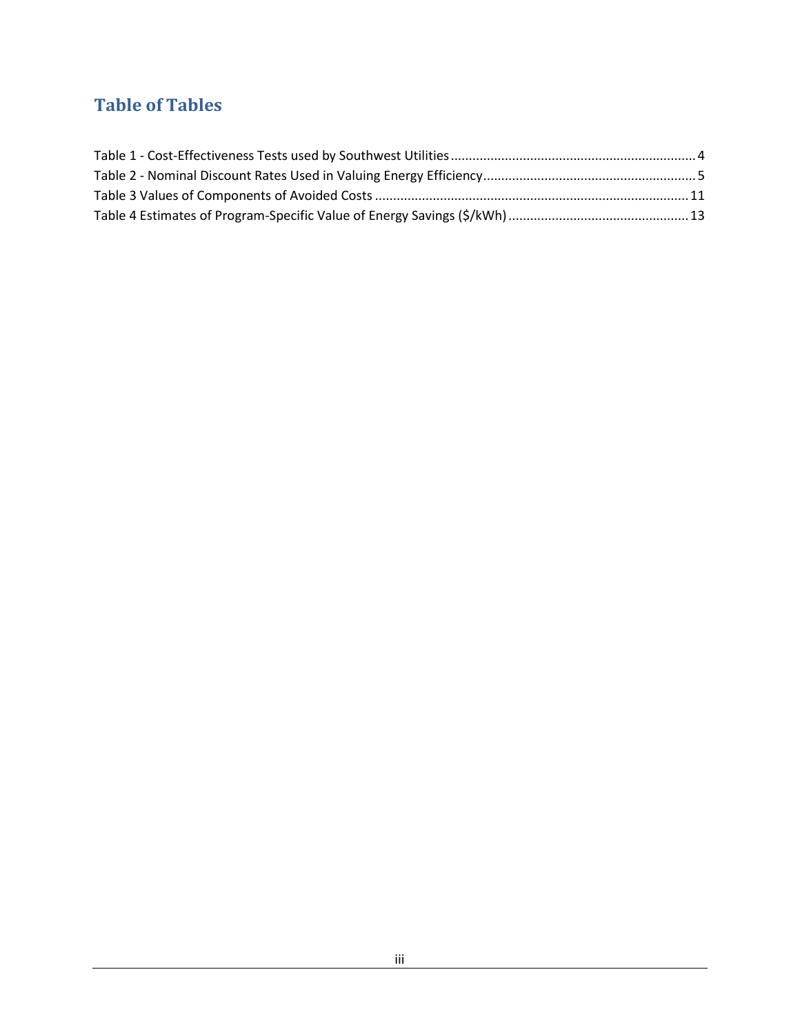## Table of Tables

Table 1 - Cost-Effectiveness Tests used by Southwest Utilities .................................................................... 4
Table 2 - Nominal Discount Rates Used in Valuing Energy Efficiency ........................................................... 5
Table 3 Values of Components of Avoided Costs ....................................................................................... 11
Table 4 Estimates of Program-Specific Value of Energy Savings ($/kWh) .................................................. 13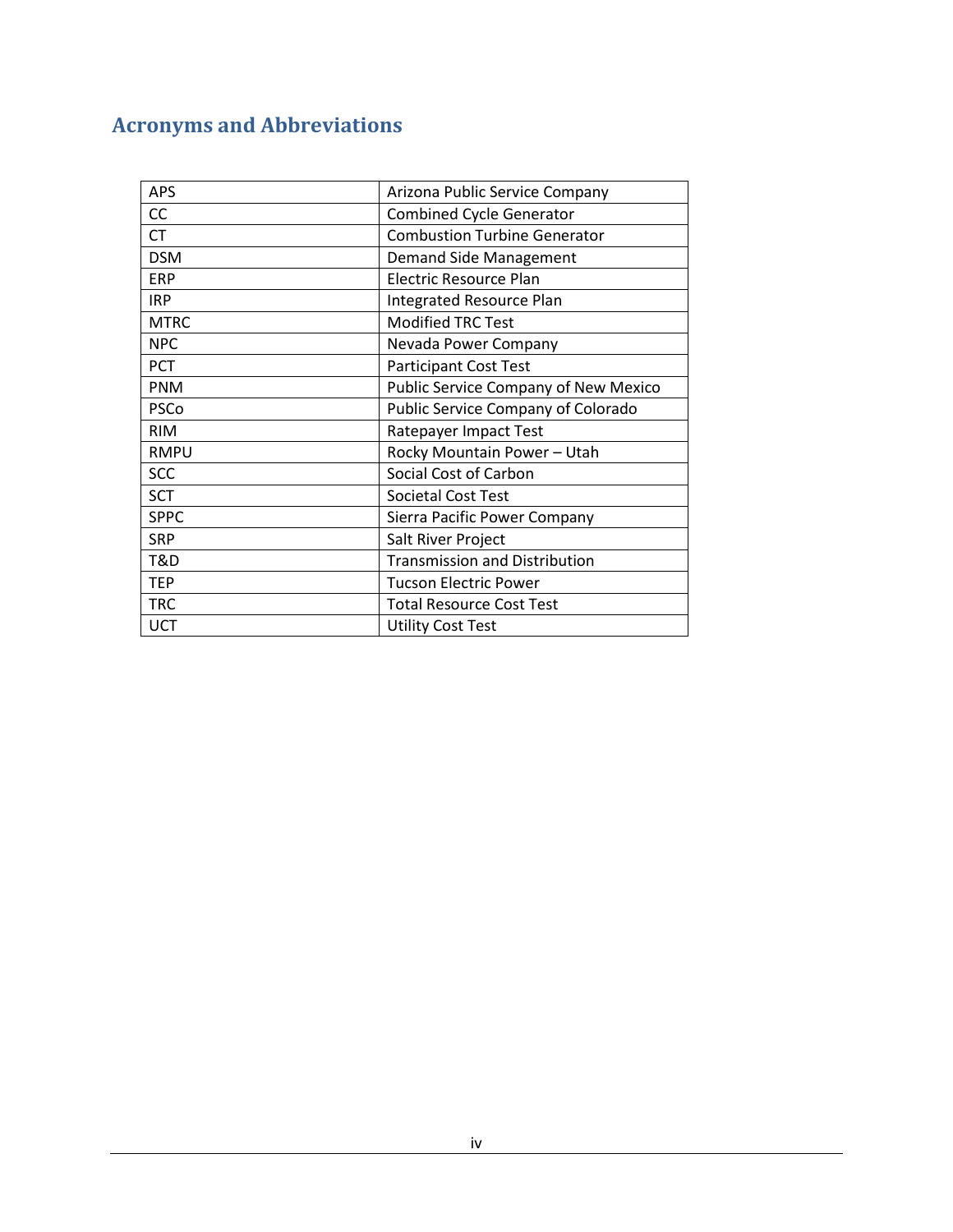## Acronyms and Abbreviations

| | |
|---|---|
| APS | Arizona Public Service Company |
| CC | Combined Cycle Generator |
| CT | Combustion Turbine Generator |
| DSM | Demand Side Management |
| ERP | Electric Resource Plan |
| IRP | Integrated Resource Plan |
| MTRC | Modified TRC Test |
| NPC | Nevada Power Company |
| PCT | Participant Cost Test |
| PNM | Public Service Company of New Mexico |
| PSCo | Public Service Company of Colorado |
| RIM | Ratepayer Impact Test |
| RMPU | Rocky Mountain Power – Utah |
| SCC | Social Cost of Carbon |
| SCT | Societal Cost Test |
| SPPC | Sierra Pacific Power Company |
| SRP | Salt River Project |
| T&D | Transmission and Distribution |
| TEP | Tucson Electric Power |
| TRC | Total Resource Cost Test |
| UCT | Utility Cost Test |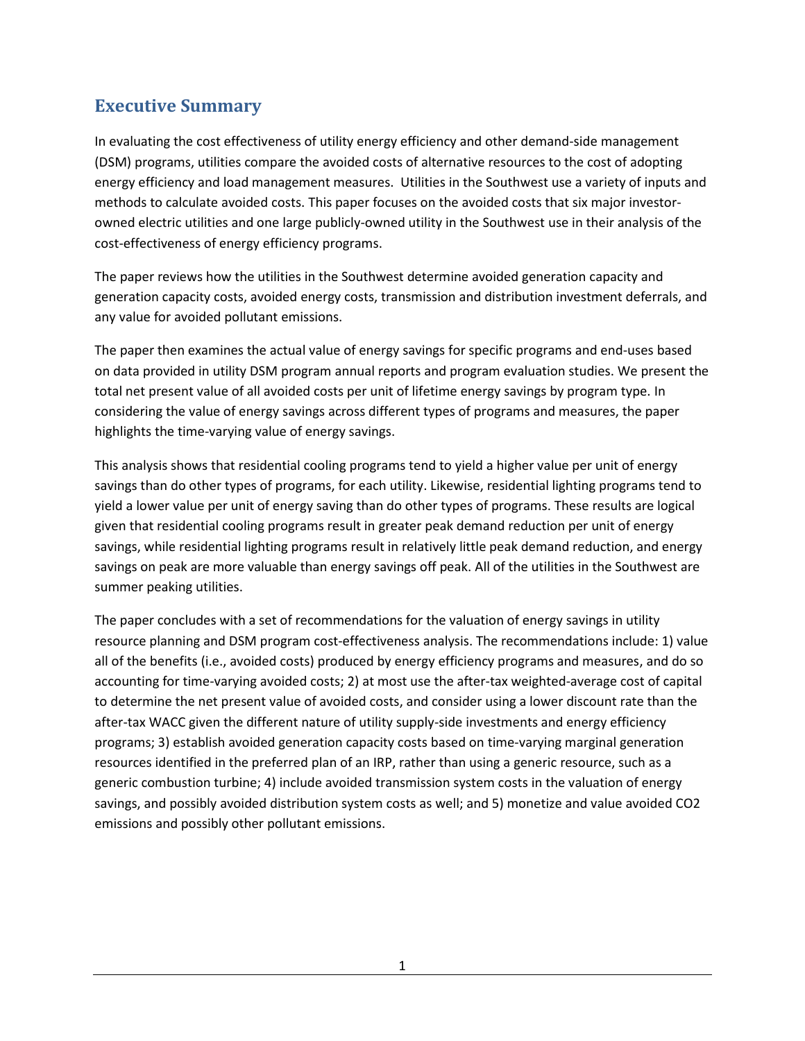## Executive Summary

In evaluating the cost effectiveness of utility energy efficiency and other demand-side management (DSM) programs, utilities compare the avoided costs of alternative resources to the cost of adopting energy efficiency and load management measures. Utilities in the Southwest use a variety of inputs and methods to calculate avoided costs. This paper focuses on the avoided costs that six major investor-owned electric utilities and one large publicly-owned utility in the Southwest use in their analysis of the cost-effectiveness of energy efficiency programs.

The paper reviews how the utilities in the Southwest determine avoided generation capacity and generation capacity costs, avoided energy costs, transmission and distribution investment deferrals, and any value for avoided pollutant emissions.

The paper then examines the actual value of energy savings for specific programs and end-uses based on data provided in utility DSM program annual reports and program evaluation studies. We present the total net present value of all avoided costs per unit of lifetime energy savings by program type. In considering the value of energy savings across different types of programs and measures, the paper highlights the time-varying value of energy savings.

This analysis shows that residential cooling programs tend to yield a higher value per unit of energy savings than do other types of programs, for each utility. Likewise, residential lighting programs tend to yield a lower value per unit of energy saving than do other types of programs. These results are logical given that residential cooling programs result in greater peak demand reduction per unit of energy savings, while residential lighting programs result in relatively little peak demand reduction, and energy savings on peak are more valuable than energy savings off peak. All of the utilities in the Southwest are summer peaking utilities.

The paper concludes with a set of recommendations for the valuation of energy savings in utility resource planning and DSM program cost-effectiveness analysis. The recommendations include: 1) value all of the benefits (i.e., avoided costs) produced by energy efficiency programs and measures, and do so accounting for time-varying avoided costs; 2) at most use the after-tax weighted-average cost of capital to determine the net present value of avoided costs, and consider using a lower discount rate than the after-tax WACC given the different nature of utility supply-side investments and energy efficiency programs; 3) establish avoided generation capacity costs based on time-varying marginal generation resources identified in the preferred plan of an IRP, rather than using a generic resource, such as a generic combustion turbine; 4) include avoided transmission system costs in the valuation of energy savings, and possibly avoided distribution system costs as well; and 5) monetize and value avoided $CO_2$ emissions and possibly other pollutant emissions.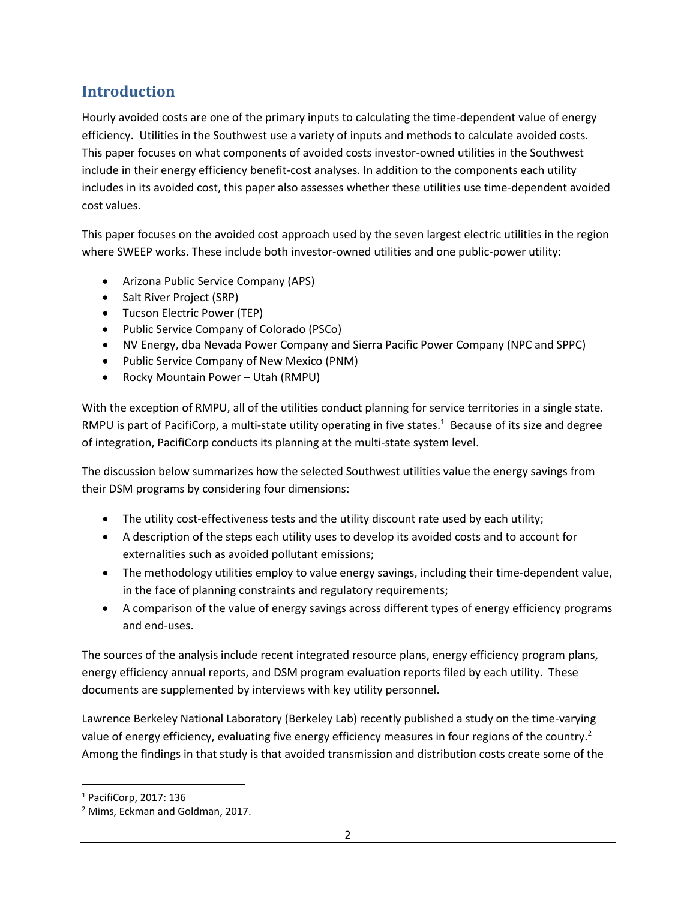## Introduction

Hourly avoided costs are one of the primary inputs to calculating the time-dependent value of energy efficiency. Utilities in the Southwest use a variety of inputs and methods to calculate avoided costs. This paper focuses on what components of avoided costs investor-owned utilities in the Southwest include in their energy efficiency benefit-cost analyses. In addition to the components each utility includes in its avoided cost, this paper also assesses whether these utilities use time-dependent avoided cost values.

This paper focuses on the avoided cost approach used by the seven largest electric utilities in the region where SWEEP works. These include both investor-owned utilities and one public-power utility:

- Arizona Public Service Company (APS)
- Salt River Project (SRP)
- Tucson Electric Power (TEP)
- Public Service Company of Colorado (PSCo)
- NV Energy, dba Nevada Power Company and Sierra Pacific Power Company (NPC and SPPC)
- Public Service Company of New Mexico (PNM)
- Rocky Mountain Power – Utah (RMPU)

With the exception of RMPU, all of the utilities conduct planning for service territories in a single state. RMPU is part of PacifiCorp, a multi-state utility operating in five states.[1] Because of its size and degree of integration, PacifiCorp conducts its planning at the multi-state system level.

The discussion below summarizes how the selected Southwest utilities value the energy savings from their DSM programs by considering four dimensions:

- The utility cost-effectiveness tests and the utility discount rate used by each utility;
- A description of the steps each utility uses to develop its avoided costs and to account for externalities such as avoided pollutant emissions;
- The methodology utilities employ to value energy savings, including their time-dependent value, in the face of planning constraints and regulatory requirements;
- A comparison of the value of energy savings across different types of energy efficiency programs and end-uses.

The sources of the analysis include recent integrated resource plans, energy efficiency program plans, energy efficiency annual reports, and DSM program evaluation reports filed by each utility. These documents are supplemented by interviews with key utility personnel.

Lawrence Berkeley National Laboratory (Berkeley Lab) recently published a study on the time-varying value of energy efficiency, evaluating five energy efficiency measures in four regions of the country.[2] Among the findings in that study is that avoided transmission and distribution costs create some of the

[1] PacifiCorp, 2017: 136

[2] Mims, Eckman and Goldman, 2017.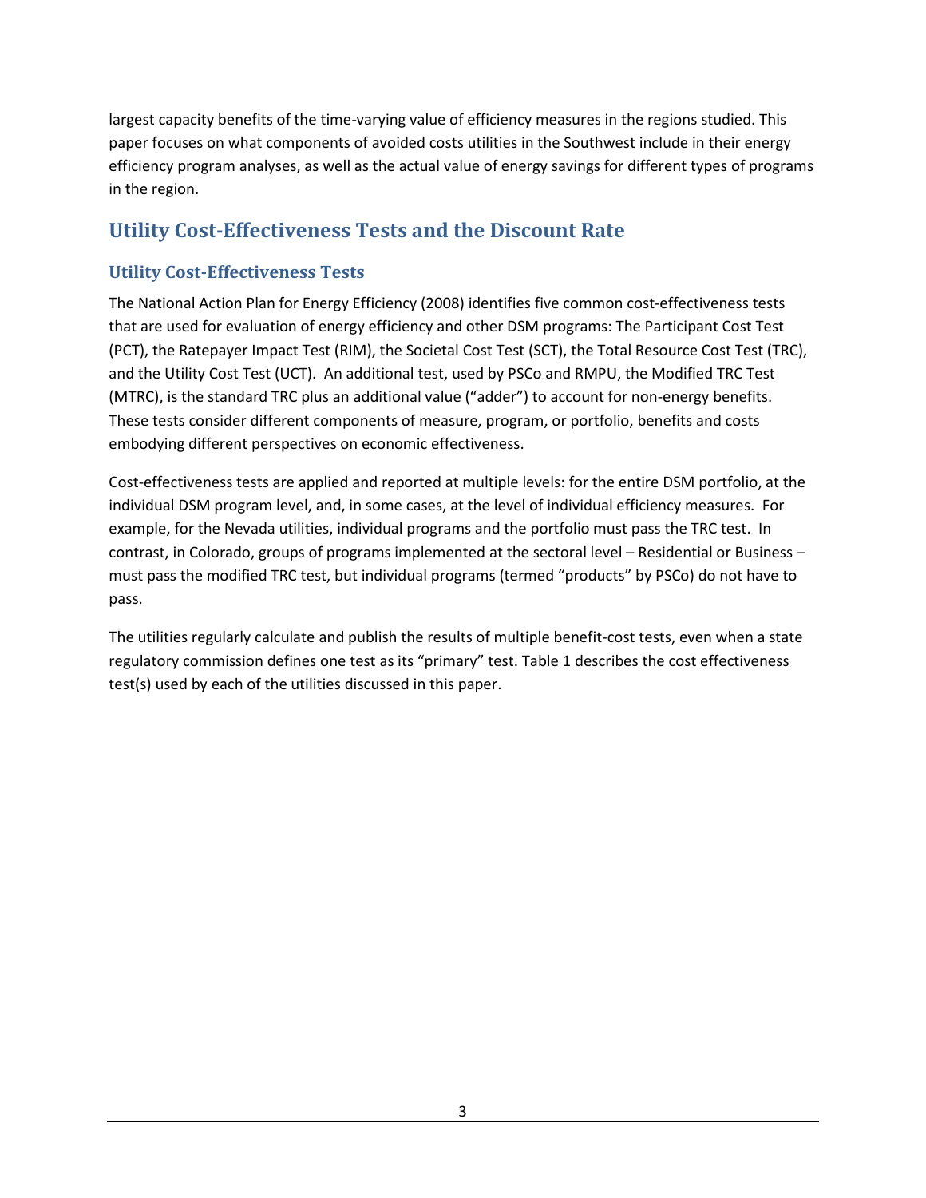largest capacity benefits of the time-varying value of efficiency measures in the regions studied. This paper focuses on what components of avoided costs utilities in the Southwest include in their energy efficiency program analyses, as well as the actual value of energy savings for different types of programs in the region.

## Utility Cost-Effectiveness Tests and the Discount Rate

### Utility Cost-Effectiveness Tests

The National Action Plan for Energy Efficiency (2008) identifies five common cost-effectiveness tests that are used for evaluation of energy efficiency and other DSM programs: The Participant Cost Test (PCT), the Ratepayer Impact Test (RIM), the Societal Cost Test (SCT), the Total Resource Cost Test (TRC), and the Utility Cost Test (UCT). An additional test, used by PSCo and RMPU, the Modified TRC Test (MTRC), is the standard TRC plus an additional value ("adder") to account for non-energy benefits. These tests consider different components of measure, program, or portfolio, benefits and costs embodying different perspectives on economic effectiveness.

Cost-effectiveness tests are applied and reported at multiple levels: for the entire DSM portfolio, at the individual DSM program level, and, in some cases, at the level of individual efficiency measures. For example, for the Nevada utilities, individual programs and the portfolio must pass the TRC test. In contrast, in Colorado, groups of programs implemented at the sectoral level – Residential or Business – must pass the modified TRC test, but individual programs (termed "products" by PSCo) do not have to pass.

The utilities regularly calculate and publish the results of multiple benefit-cost tests, even when a state regulatory commission defines one test as its "primary" test. Table 1 describes the cost effectiveness test(s) used by each of the utilities discussed in this paper.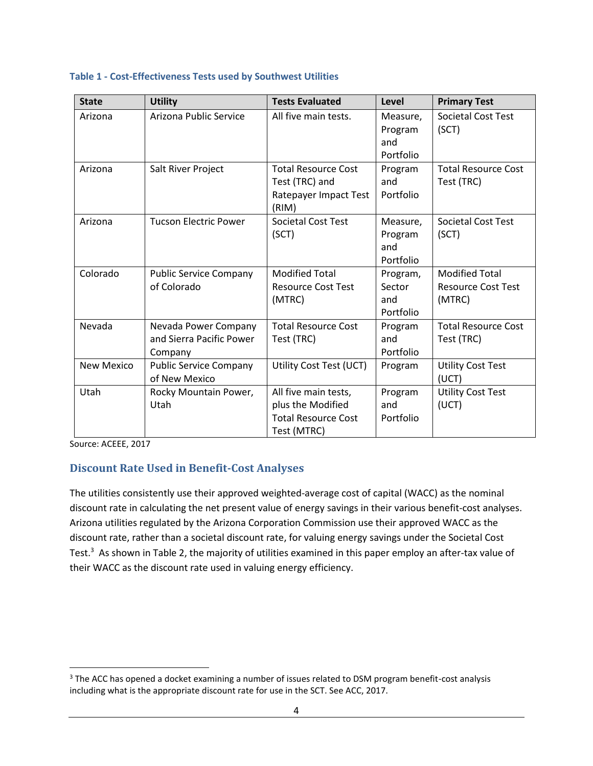**Table 1 - Cost-Effectiveness Tests used by Southwest Utilities**

| State | Utility | Tests Evaluated | Level | Primary Test |
|---|---|---|---|---|
| Arizona | Arizona Public Service | All five main tests. | Measure, Program and Portfolio | Societal Cost Test (SCT) |
| Arizona | Salt River Project | Total Resource Cost Test (TRC) and Ratepayer Impact Test (RIM) | Program and Portfolio | Total Resource Cost Test (TRC) |
| Arizona | Tucson Electric Power | Societal Cost Test (SCT) | Measure, Program and Portfolio | Societal Cost Test (SCT) |
| Colorado | Public Service Company of Colorado | Modified Total Resource Cost Test (MTRC) | Program, Sector and Portfolio | Modified Total Resource Cost Test (MTRC) |
| Nevada | Nevada Power Company and Sierra Pacific Power Company | Total Resource Cost Test (TRC) | Program and Portfolio | Total Resource Cost Test (TRC) |
| New Mexico | Public Service Company of New Mexico | Utility Cost Test (UCT) | Program | Utility Cost Test (UCT) |
| Utah | Rocky Mountain Power, Utah | All five main tests, plus the Modified Total Resource Cost Test (MTRC) | Program and Portfolio | Utility Cost Test (UCT) |

Source: ACEEE, 2017

## Discount Rate Used in Benefit-Cost Analyses

The utilities consistently use their approved weighted-average cost of capital (WACC) as the nominal discount rate in calculating the net present value of energy savings in their various benefit-cost analyses. Arizona utilities regulated by the Arizona Corporation Commission use their approved WACC as the discount rate, rather than a societal discount rate, for valuing energy savings under the Societal Cost Test.[3] As shown in Table 2, the majority of utilities examined in this paper employ an after-tax value of their WACC as the discount rate used in valuing energy efficiency.

[3] The ACC has opened a docket examining a number of issues related to DSM program benefit-cost analysis including what is the appropriate discount rate for use in the SCT. See ACC, 2017.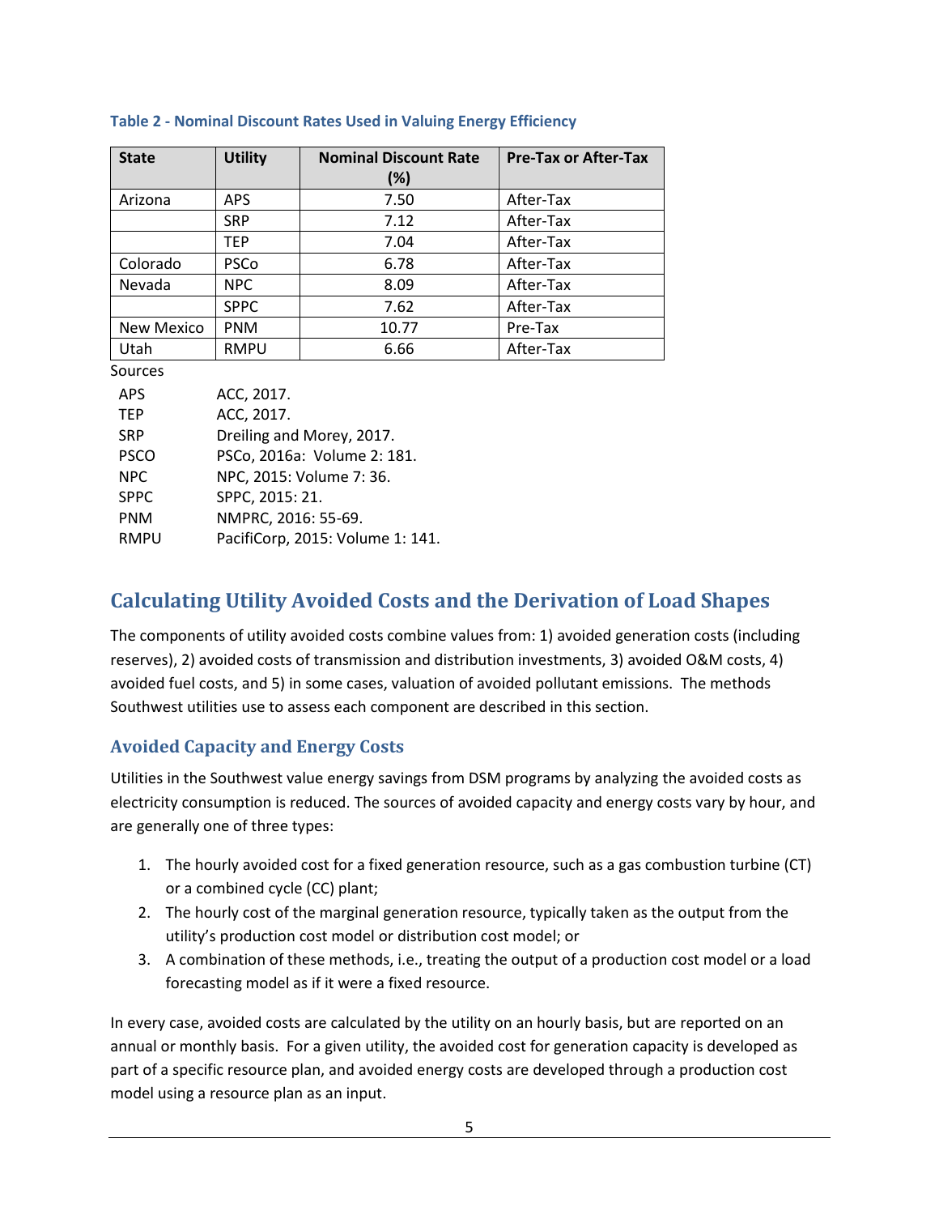**Table 2 - Nominal Discount Rates Used in Valuing Energy Efficiency**

| State | Utility | Nominal Discount Rate (%) | Pre-Tax or After-Tax |
|---|---|---|---|
| Arizona | APS | 7.50 | After-Tax |
| | SRP | 7.12 | After-Tax |
| | TEP | 7.04 | After-Tax |
| Colorado | PSCo | 6.78 | After-Tax |
| Nevada | NPC | 8.09 | After-Tax |
| | SPPC | 7.62 | After-Tax |
| New Mexico | PNM | 10.77 | Pre-Tax |
| Utah | RMPU | 6.66 | After-Tax |

Sources

| | |
|---|---|
| APS | ACC, 2017. |
| TEP | ACC, 2017. |
| SRP | Dreiling and Morey, 2017. |
| PSCO | PSCo, 2016a: Volume 2: 181. |
| NPC | NPC, 2015: Volume 7: 36. |
| SPPC | SPPC, 2015: 21. |
| PNM | NMPRC, 2016: 55-69. |
| RMPU | PacifiCorp, 2015: Volume 1: 141. |

## Calculating Utility Avoided Costs and the Derivation of Load Shapes

The components of utility avoided costs combine values from: 1) avoided generation costs (including reserves), 2) avoided costs of transmission and distribution investments, 3) avoided O&M costs, 4) avoided fuel costs, and 5) in some cases, valuation of avoided pollutant emissions. The methods Southwest utilities use to assess each component are described in this section.

### Avoided Capacity and Energy Costs

Utilities in the Southwest value energy savings from DSM programs by analyzing the avoided costs as electricity consumption is reduced. The sources of avoided capacity and energy costs vary by hour, and are generally one of three types:

1. The hourly avoided cost for a fixed generation resource, such as a gas combustion turbine (CT) or a combined cycle (CC) plant;
2. The hourly cost of the marginal generation resource, typically taken as the output from the utility's production cost model or distribution cost model; or
3. A combination of these methods, i.e., treating the output of a production cost model or a load forecasting model as if it were a fixed resource.

In every case, avoided costs are calculated by the utility on an hourly basis, but are reported on an annual or monthly basis. For a given utility, the avoided cost for generation capacity is developed as part of a specific resource plan, and avoided energy costs are developed through a production cost model using a resource plan as an input.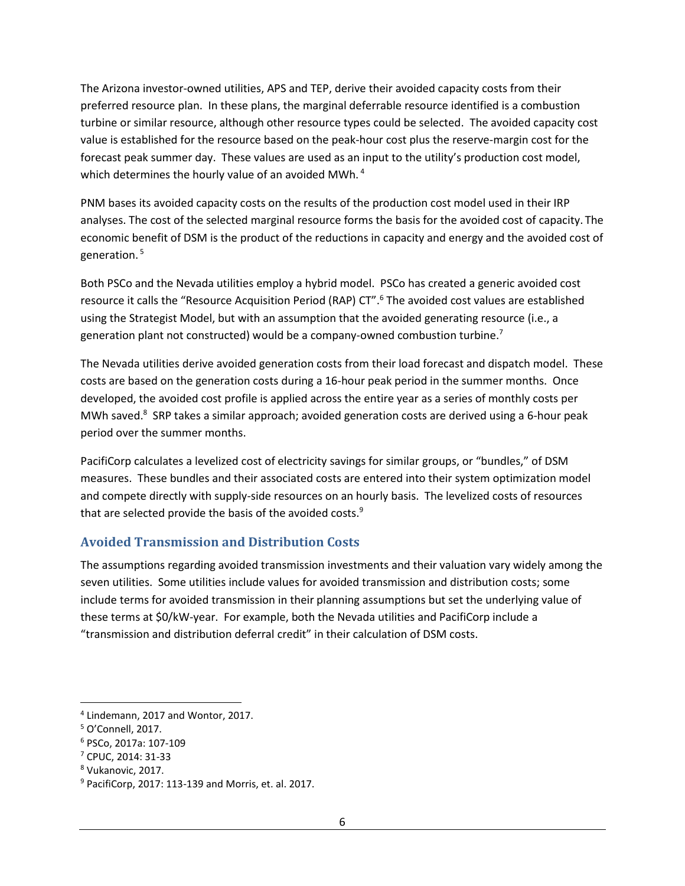The Arizona investor-owned utilities, APS and TEP, derive their avoided capacity costs from their preferred resource plan. In these plans, the marginal deferrable resource identified is a combustion turbine or similar resource, although other resource types could be selected. The avoided capacity cost value is established for the resource based on the peak-hour cost plus the reserve-margin cost for the forecast peak summer day. These values are used as an input to the utility's production cost model, which determines the hourly value of an avoided MWh.[4]

PNM bases its avoided capacity costs on the results of the production cost model used in their IRP analyses. The cost of the selected marginal resource forms the basis for the avoided cost of capacity. The economic benefit of DSM is the product of the reductions in capacity and energy and the avoided cost of generation.[5]

Both PSCo and the Nevada utilities employ a hybrid model. PSCo has created a generic avoided cost resource it calls the "Resource Acquisition Period (RAP) CT".[6] The avoided cost values are established using the Strategist Model, but with an assumption that the avoided generating resource (i.e., a generation plant not constructed) would be a company-owned combustion turbine.[7]

The Nevada utilities derive avoided generation costs from their load forecast and dispatch model. These costs are based on the generation costs during a 16-hour peak period in the summer months. Once developed, the avoided cost profile is applied across the entire year as a series of monthly costs per MWh saved.[8] SRP takes a similar approach; avoided generation costs are derived using a 6-hour peak period over the summer months.

PacifiCorp calculates a levelized cost of electricity savings for similar groups, or "bundles," of DSM measures. These bundles and their associated costs are entered into their system optimization model and compete directly with supply-side resources on an hourly basis. The levelized costs of resources that are selected provide the basis of the avoided costs.[9]

## Avoided Transmission and Distribution Costs

The assumptions regarding avoided transmission investments and their valuation vary widely among the seven utilities. Some utilities include values for avoided transmission and distribution costs; some include terms for avoided transmission in their planning assumptions but set the underlying value of these terms at $0/kW-year. For example, both the Nevada utilities and PacifiCorp include a "transmission and distribution deferral credit" in their calculation of DSM costs.

---

[4] Lindemann, 2017 and Wontor, 2017.

[5] O'Connell, 2017.

[6] PSCo, 2017a: 107-109

[7] CPUC, 2014: 31-33

[8] Vukanovic, 2017.

[9] PacifiCorp, 2017: 113-139 and Morris, et. al. 2017.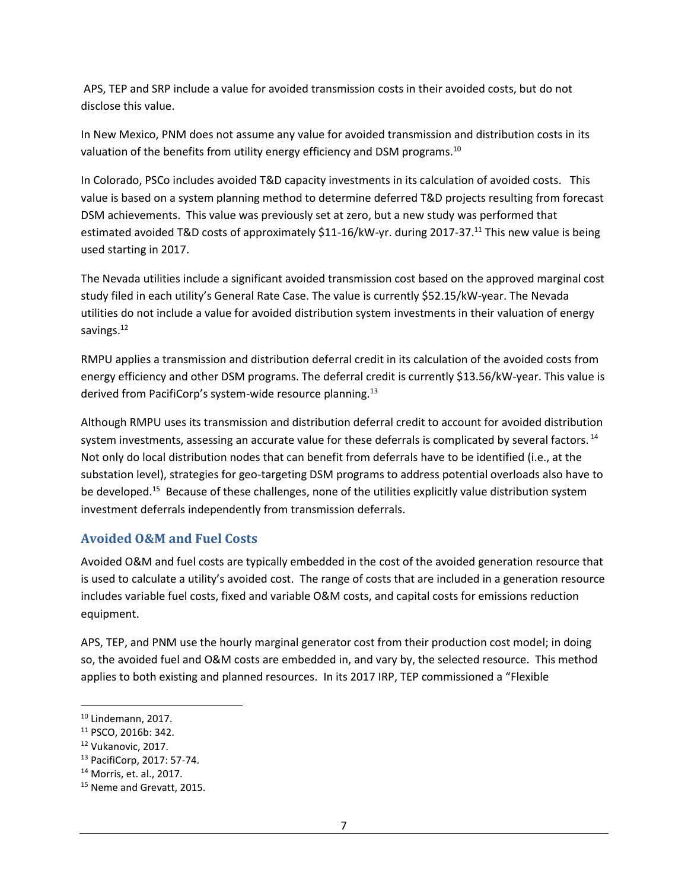APS, TEP and SRP include a value for avoided transmission costs in their avoided costs, but do not disclose this value.

In New Mexico, PNM does not assume any value for avoided transmission and distribution costs in its valuation of the benefits from utility energy efficiency and DSM programs.[10]

In Colorado, PSCo includes avoided T&D capacity investments in its calculation of avoided costs. This value is based on a system planning method to determine deferred T&D projects resulting from forecast DSM achievements. This value was previously set at zero, but a new study was performed that estimated avoided T&D costs of approximately $11-16/kW-yr. during 2017-37.[11] This new value is being used starting in 2017.

The Nevada utilities include a significant avoided transmission cost based on the approved marginal cost study filed in each utility's General Rate Case. The value is currently $52.15/kW-year. The Nevada utilities do not include a value for avoided distribution system investments in their valuation of energy savings.[12]

RMPU applies a transmission and distribution deferral credit in its calculation of the avoided costs from energy efficiency and other DSM programs. The deferral credit is currently $13.56/kW-year. This value is derived from PacifiCorp's system-wide resource planning.[13]

Although RMPU uses its transmission and distribution deferral credit to account for avoided distribution system investments, assessing an accurate value for these deferrals is complicated by several factors.[14] Not only do local distribution nodes that can benefit from deferrals have to be identified (i.e., at the substation level), strategies for geo-targeting DSM programs to address potential overloads also have to be developed.[15] Because of these challenges, none of the utilities explicitly value distribution system investment deferrals independently from transmission deferrals.

## Avoided O&M and Fuel Costs

Avoided O&M and fuel costs are typically embedded in the cost of the avoided generation resource that is used to calculate a utility's avoided cost. The range of costs that are included in a generation resource includes variable fuel costs, fixed and variable O&M costs, and capital costs for emissions reduction equipment.

APS, TEP, and PNM use the hourly marginal generator cost from their production cost model; in doing so, the avoided fuel and O&M costs are embedded in, and vary by, the selected resource. This method applies to both existing and planned resources. In its 2017 IRP, TEP commissioned a "Flexible

---

[10] Lindemann, 2017.

[11] PSCO, 2016b: 342.

[12] Vukanovic, 2017.

[13] PacifiCorp, 2017: 57-74.

[14] Morris, et. al., 2017.

[15] Neme and Grevatt, 2015.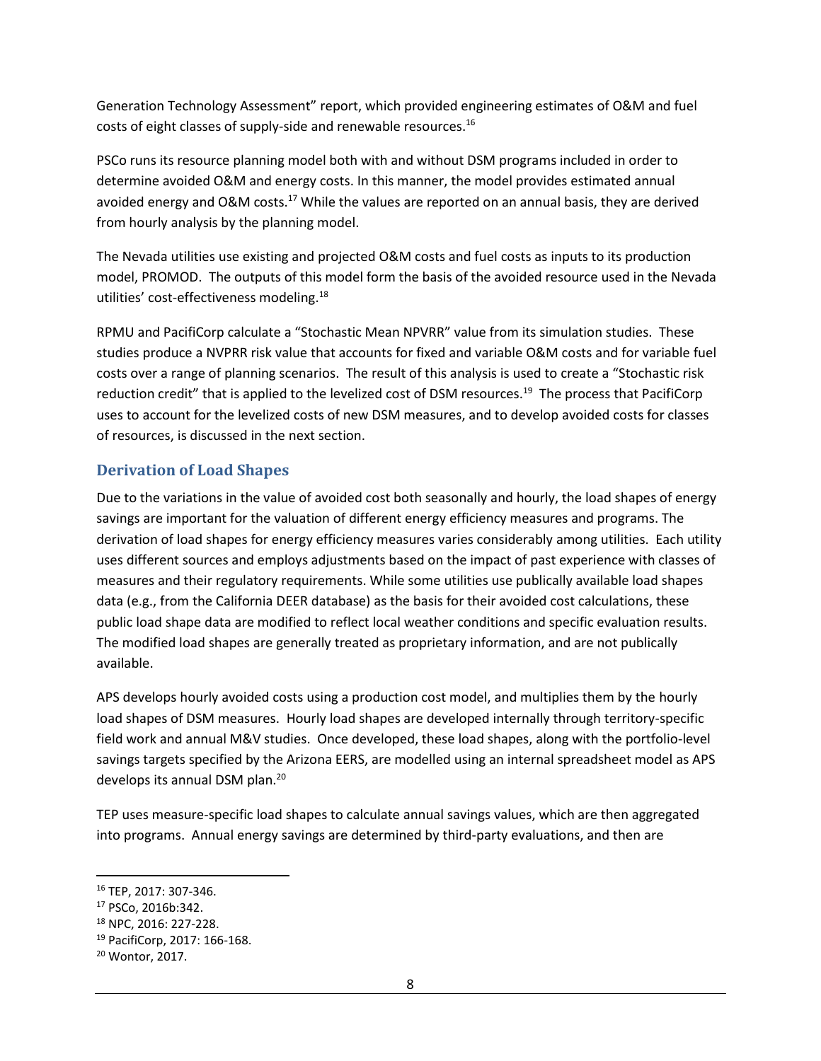Generation Technology Assessment" report, which provided engineering estimates of O&M and fuel costs of eight classes of supply-side and renewable resources.[16]

PSCo runs its resource planning model both with and without DSM programs included in order to determine avoided O&M and energy costs. In this manner, the model provides estimated annual avoided energy and O&M costs.[17] While the values are reported on an annual basis, they are derived from hourly analysis by the planning model.

The Nevada utilities use existing and projected O&M costs and fuel costs as inputs to its production model, PROMOD. The outputs of this model form the basis of the avoided resource used in the Nevada utilities' cost-effectiveness modeling.[18]

RPMU and PacifiCorp calculate a "Stochastic Mean NPVRR" value from its simulation studies. These studies produce a NVPRR risk value that accounts for fixed and variable O&M costs and for variable fuel costs over a range of planning scenarios. The result of this analysis is used to create a "Stochastic risk reduction credit" that is applied to the levelized cost of DSM resources.[19] The process that PacifiCorp uses to account for the levelized costs of new DSM measures, and to develop avoided costs for classes of resources, is discussed in the next section.

## Derivation of Load Shapes

Due to the variations in the value of avoided cost both seasonally and hourly, the load shapes of energy savings are important for the valuation of different energy efficiency measures and programs. The derivation of load shapes for energy efficiency measures varies considerably among utilities. Each utility uses different sources and employs adjustments based on the impact of past experience with classes of measures and their regulatory requirements. While some utilities use publically available load shapes data (e.g., from the California DEER database) as the basis for their avoided cost calculations, these public load shape data are modified to reflect local weather conditions and specific evaluation results. The modified load shapes are generally treated as proprietary information, and are not publically available.

APS develops hourly avoided costs using a production cost model, and multiplies them by the hourly load shapes of DSM measures. Hourly load shapes are developed internally through territory-specific field work and annual M&V studies. Once developed, these load shapes, along with the portfolio-level savings targets specified by the Arizona EERS, are modelled using an internal spreadsheet model as APS develops its annual DSM plan.[20]

TEP uses measure-specific load shapes to calculate annual savings values, which are then aggregated into programs. Annual energy savings are determined by third-party evaluations, and then are

---

[16] TEP, 2017: 307-346.

[17] PSCo, 2016b:342.

[18] NPC, 2016: 227-228.

[19] PacifiCorp, 2017: 166-168.

[20] Wontor, 2017.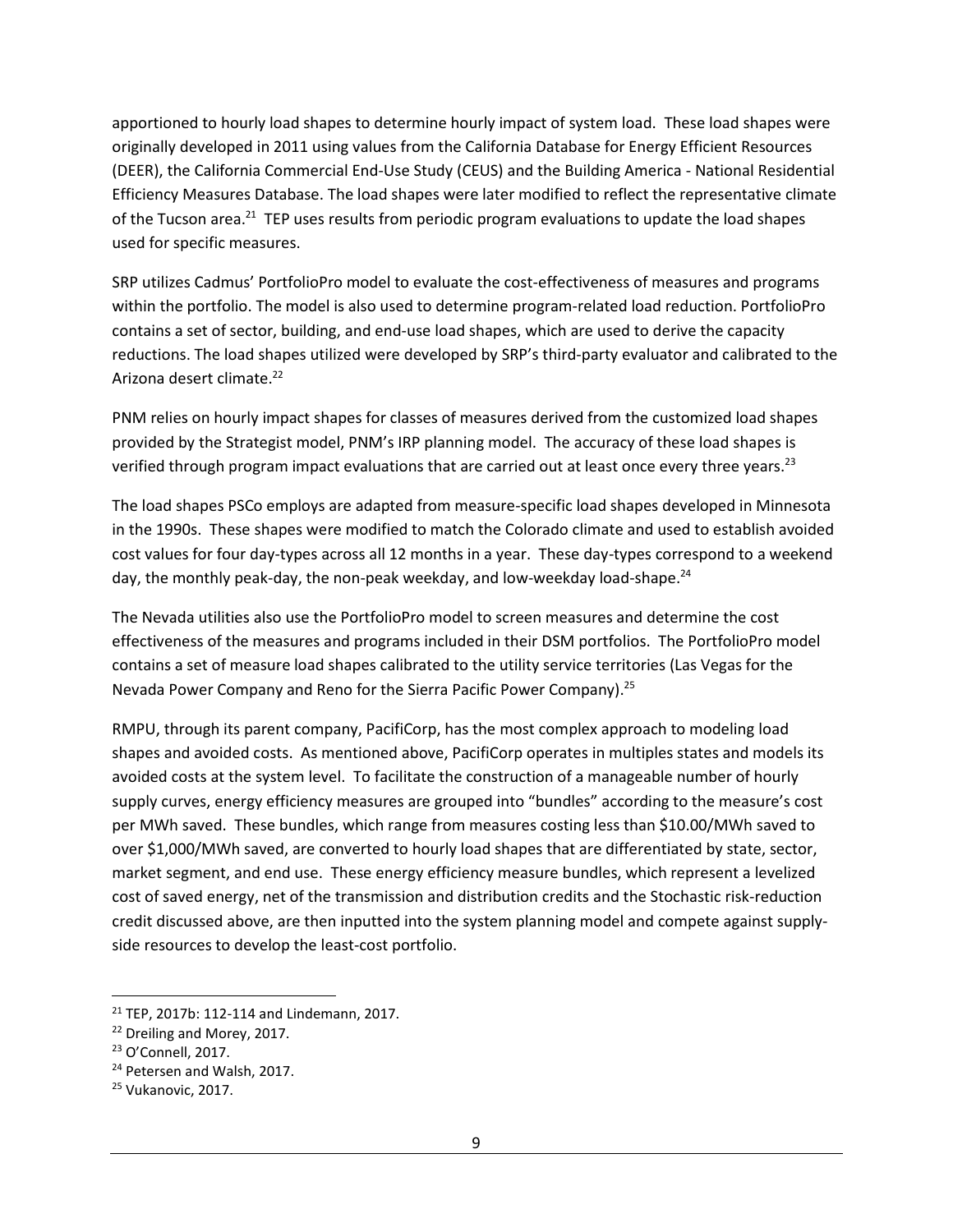apportioned to hourly load shapes to determine hourly impact of system load. These load shapes were originally developed in 2011 using values from the California Database for Energy Efficient Resources (DEER), the California Commercial End-Use Study (CEUS) and the Building America - National Residential Efficiency Measures Database. The load shapes were later modified to reflect the representative climate of the Tucson area.[21] TEP uses results from periodic program evaluations to update the load shapes used for specific measures.

SRP utilizes Cadmus' PortfolioPro model to evaluate the cost-effectiveness of measures and programs within the portfolio. The model is also used to determine program-related load reduction. PortfolioPro contains a set of sector, building, and end-use load shapes, which are used to derive the capacity reductions. The load shapes utilized were developed by SRP's third-party evaluator and calibrated to the Arizona desert climate.[22]

PNM relies on hourly impact shapes for classes of measures derived from the customized load shapes provided by the Strategist model, PNM's IRP planning model. The accuracy of these load shapes is verified through program impact evaluations that are carried out at least once every three years.[23]

The load shapes PSCo employs are adapted from measure-specific load shapes developed in Minnesota in the 1990s. These shapes were modified to match the Colorado climate and used to establish avoided cost values for four day-types across all 12 months in a year. These day-types correspond to a weekend day, the monthly peak-day, the non-peak weekday, and low-weekday load-shape.[24]

The Nevada utilities also use the PortfolioPro model to screen measures and determine the cost effectiveness of the measures and programs included in their DSM portfolios. The PortfolioPro model contains a set of measure load shapes calibrated to the utility service territories (Las Vegas for the Nevada Power Company and Reno for the Sierra Pacific Power Company).[25]

RMPU, through its parent company, PacifiCorp, has the most complex approach to modeling load shapes and avoided costs. As mentioned above, PacifiCorp operates in multiples states and models its avoided costs at the system level. To facilitate the construction of a manageable number of hourly supply curves, energy efficiency measures are grouped into "bundles" according to the measure's cost per MWh saved. These bundles, which range from measures costing less than $10.00/MWh saved to over $1,000/MWh saved, are converted to hourly load shapes that are differentiated by state, sector, market segment, and end use. These energy efficiency measure bundles, which represent a levelized cost of saved energy, net of the transmission and distribution credits and the Stochastic risk-reduction credit discussed above, are then inputted into the system planning model and compete against supply-side resources to develop the least-cost portfolio.

---

[21] TEP, 2017b: 112-114 and Lindemann, 2017.

[22] Dreiling and Morey, 2017.

[23] O'Connell, 2017.

[24] Petersen and Walsh, 2017.

[25] Vukanovic, 2017.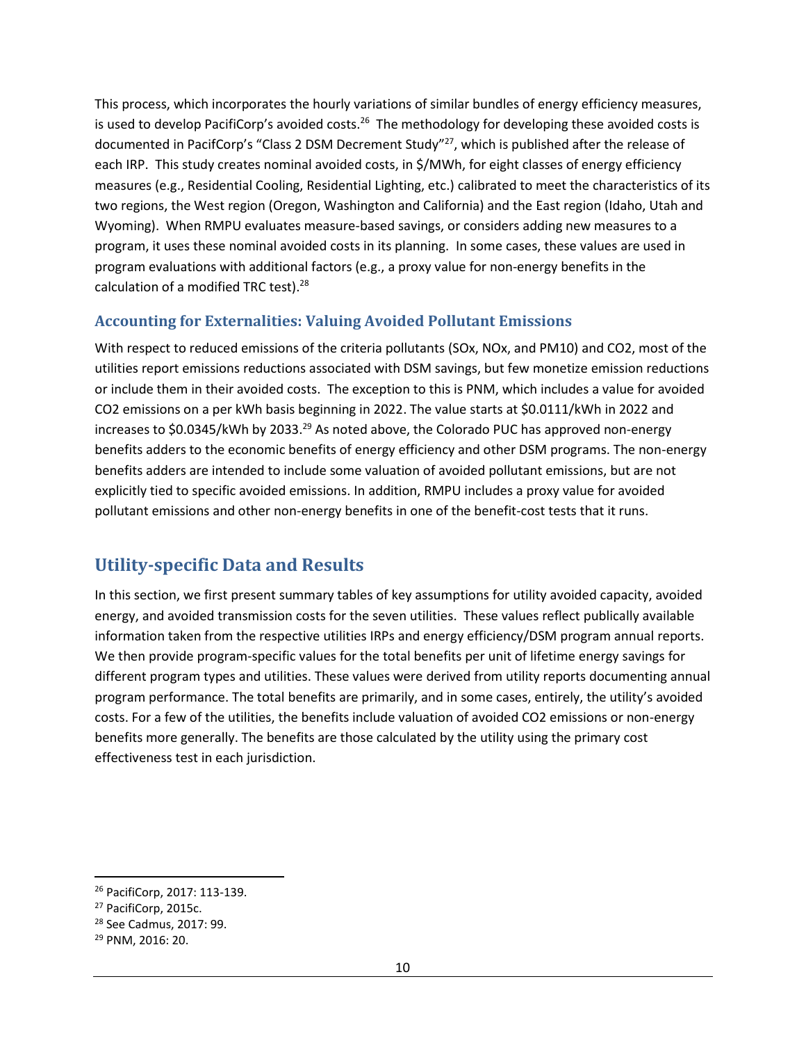This process, which incorporates the hourly variations of similar bundles of energy efficiency measures, is used to develop PacifiCorp's avoided costs.[26] The methodology for developing these avoided costs is documented in PacifCorp's "Class 2 DSM Decrement Study"[27], which is published after the release of each IRP. This study creates nominal avoided costs, in $/MWh, for eight classes of energy efficiency measures (e.g., Residential Cooling, Residential Lighting, etc.) calibrated to meet the characteristics of its two regions, the West region (Oregon, Washington and California) and the East region (Idaho, Utah and Wyoming). When RMPU evaluates measure-based savings, or considers adding new measures to a program, it uses these nominal avoided costs in its planning. In some cases, these values are used in program evaluations with additional factors (e.g., a proxy value for non-energy benefits in the calculation of a modified TRC test).[28]

### Accounting for Externalities: Valuing Avoided Pollutant Emissions

With respect to reduced emissions of the criteria pollutants (SOx, NOx, and PM10) and $CO_2$, most of the utilities report emissions reductions associated with DSM savings, but few monetize emission reductions or include them in their avoided costs. The exception to this is PNM, which includes a value for avoided $CO_2$ emissions on a per kWh basis beginning in 2022. The value starts at $0.0111/kWh in 2022 and increases to $0.0345/kWh by 2033.[29] As noted above, the Colorado PUC has approved non-energy benefits adders to the economic benefits of energy efficiency and other DSM programs. The non-energy benefits adders are intended to include some valuation of avoided pollutant emissions, but are not explicitly tied to specific avoided emissions. In addition, RMPU includes a proxy value for avoided pollutant emissions and other non-energy benefits in one of the benefit-cost tests that it runs.

## Utility-specific Data and Results

In this section, we first present summary tables of key assumptions for utility avoided capacity, avoided energy, and avoided transmission costs for the seven utilities. These values reflect publically available information taken from the respective utilities IRPs and energy efficiency/DSM program annual reports. We then provide program-specific values for the total benefits per unit of lifetime energy savings for different program types and utilities. These values were derived from utility reports documenting annual program performance. The total benefits are primarily, and in some cases, entirely, the utility's avoided costs. For a few of the utilities, the benefits include valuation of avoided $CO_2$ emissions or non-energy benefits more generally. The benefits are those calculated by the utility using the primary cost effectiveness test in each jurisdiction.

---

[26] PacifiCorp, 2017: 113-139.

[27] PacifiCorp, 2015c.

[28] See Cadmus, 2017: 99.

[29] PNM, 2016: 20.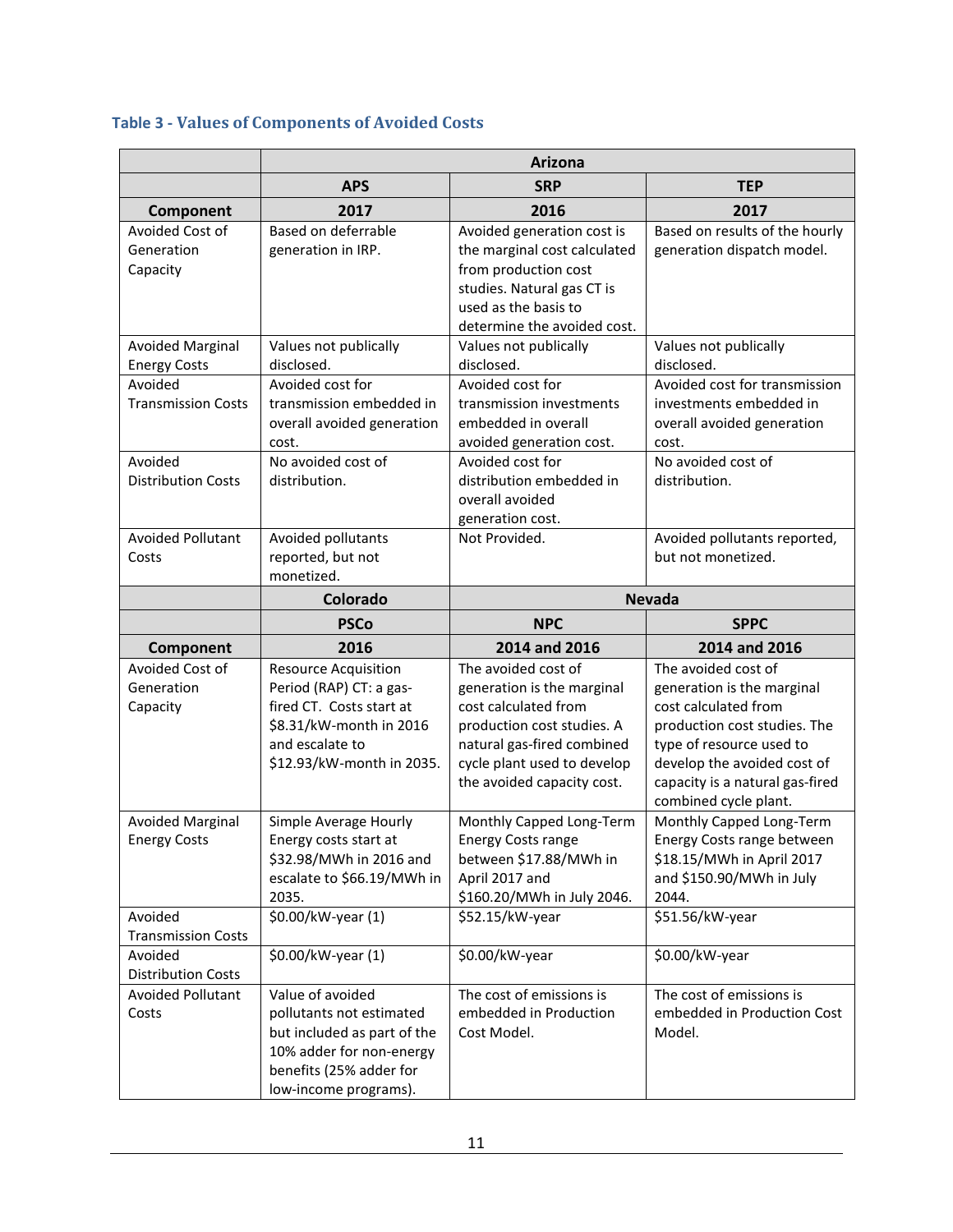### Table 3 - Values of Components of Avoided Costs

| | Arizona | | |
|---|---|---|---|
| | **APS** | **SRP** | **TEP** |
| **Component** | **2017** | **2016** | **2017** |
| Avoided Cost of Generation Capacity | Based on deferrable generation in IRP. | Avoided generation cost is the marginal cost calculated from production cost studies. Natural gas CT is used as the basis to determine the avoided cost. | Based on results of the hourly generation dispatch model. |
| Avoided Marginal Energy Costs | Values not publically disclosed. | Values not publically disclosed. | Values not publically disclosed. |
| Avoided Transmission Costs | Avoided cost for transmission embedded in overall avoided generation cost. | Avoided cost for transmission investments embedded in overall avoided generation cost. | Avoided cost for transmission investments embedded in overall avoided generation cost. |
| Avoided Distribution Costs | No avoided cost of distribution. | Avoided cost for distribution embedded in overall avoided generation cost. | No avoided cost of distribution. |
| Avoided Pollutant Costs | Avoided pollutants reported, but not monetized. | Not Provided. | Avoided pollutants reported, but not monetized. |
| | **Colorado** | **Nevada** | |
| | **PSCo** | **NPC** | **SPPC** |
| **Component** | **2016** | **2014 and 2016** | **2014 and 2016** |
| Avoided Cost of Generation Capacity | Resource Acquisition Period (RAP) CT: a gas-fired CT. Costs start at \$8.31/kW-month in 2016 and escalate to \$12.93/kW-month in 2035. | The avoided cost of generation is the marginal cost calculated from production cost studies. A natural gas-fired combined cycle plant used to develop the avoided capacity cost. | The avoided cost of generation is the marginal cost calculated from production cost studies. The type of resource used to develop the avoided cost of capacity is a natural gas-fired combined cycle plant. |
| Avoided Marginal Energy Costs | Simple Average Hourly Energy costs start at \$32.98/MWh in 2016 and escalate to \$66.19/MWh in 2035. | Monthly Capped Long-Term Energy Costs range between \$17.88/MWh in April 2017 and \$160.20/MWh in July 2046. | Monthly Capped Long-Term Energy Costs range between \$18.15/MWh in April 2017 and \$150.90/MWh in July 2044. |
| Avoided Transmission Costs | \$0.00/kW-year (1) | \$52.15/kW-year | \$51.56/kW-year |
| Avoided Distribution Costs | \$0.00/kW-year (1) | \$0.00/kW-year | \$0.00/kW-year |
| Avoided Pollutant Costs | Value of avoided pollutants not estimated but included as part of the 10% adder for non-energy benefits (25% adder for low-income programs). | The cost of emissions is embedded in Production Cost Model. | The cost of emissions is embedded in Production Cost Model. |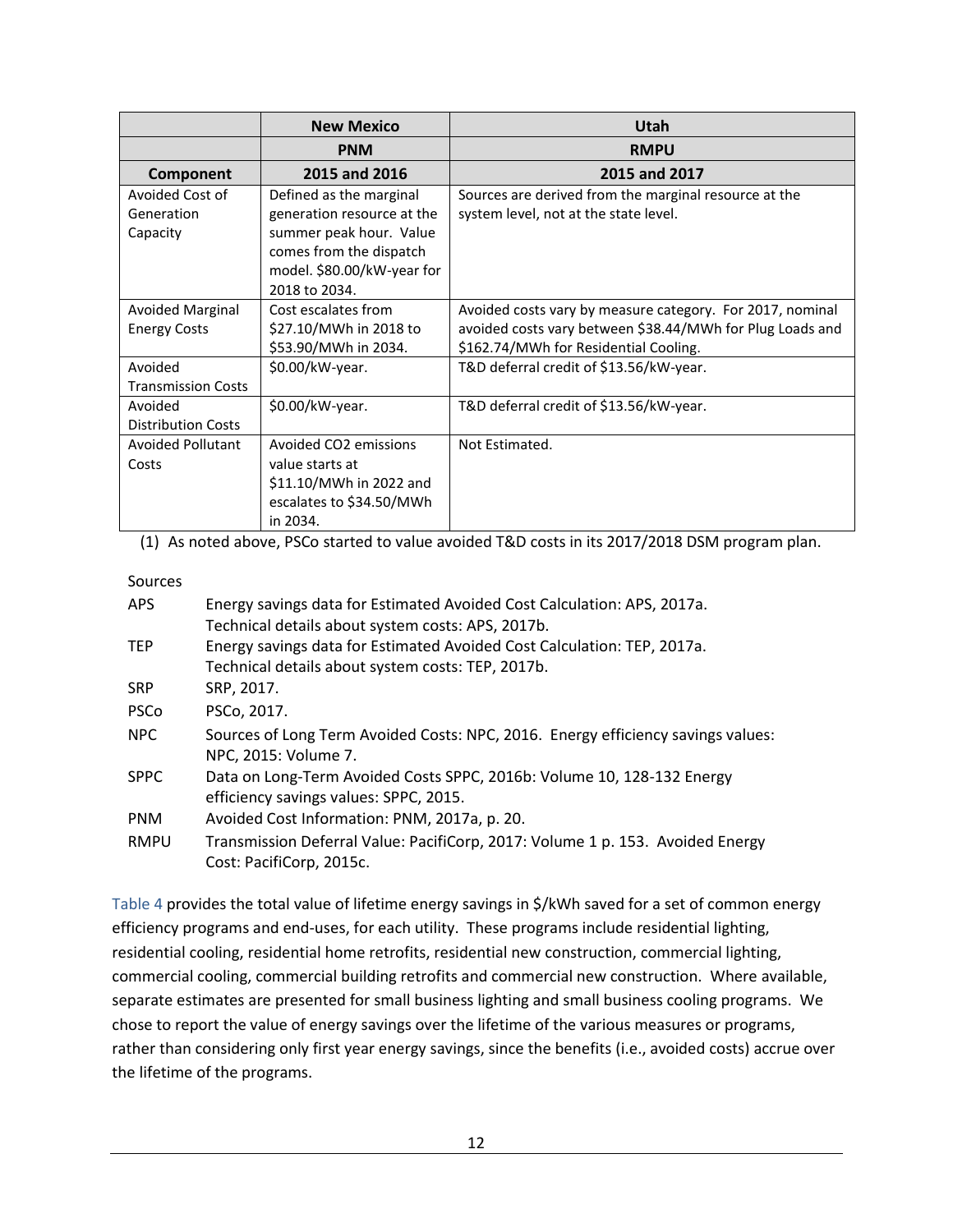| | New Mexico | Utah |
|---|---|---|
| | PNM | RMPU |
| Component | 2015 and 2016 | 2015 and 2017 |
| Avoided Cost of Generation Capacity | Defined as the marginal generation resource at the summer peak hour. Value comes from the dispatch model. \$80.00/kW-year for 2018 to 2034. | Sources are derived from the marginal resource at the system level, not at the state level. |
| Avoided Marginal Energy Costs | Cost escalates from \$27.10/MWh in 2018 to \$53.90/MWh in 2034. | Avoided costs vary by measure category. For 2017, nominal avoided costs vary between \$38.44/MWh for Plug Loads and \$162.74/MWh for Residential Cooling. |
| Avoided Transmission Costs | \$0.00/kW-year. | T&D deferral credit of \$13.56/kW-year. |
| Avoided Distribution Costs | \$0.00/kW-year. | T&D deferral credit of \$13.56/kW-year. |
| Avoided Pollutant Costs | Avoided CO2 emissions value starts at \$11.10/MWh in 2022 and escalates to \$34.50/MWh in 2034. | Not Estimated. |

(1) As noted above, PSCo started to value avoided T&D costs in its 2017/2018 DSM program plan.

Sources

| | |
|---|---|
| APS | Energy savings data for Estimated Avoided Cost Calculation: APS, 2017a. Technical details about system costs: APS, 2017b. |
| TEP | Energy savings data for Estimated Avoided Cost Calculation: TEP, 2017a. Technical details about system costs: TEP, 2017b. |
| SRP | SRP, 2017. |
| PSCo | PSCo, 2017. |
| NPC | Sources of Long Term Avoided Costs: NPC, 2016. Energy efficiency savings values: NPC, 2015: Volume 7. |
| SPPC | Data on Long-Term Avoided Costs SPPC, 2016b: Volume 10, 128-132 Energy efficiency savings values: SPPC, 2015. |
| PNM | Avoided Cost Information: PNM, 2017a, p. 20. |
| RMPU | Transmission Deferral Value: PacifiCorp, 2017: Volume 1 p. 153. Avoided Energy Cost: PacifiCorp, 2015c. |

Table 4 provides the total value of lifetime energy savings in \$/kWh saved for a set of common energy efficiency programs and end-uses, for each utility. These programs include residential lighting, residential cooling, residential home retrofits, residential new construction, commercial lighting, commercial cooling, commercial building retrofits and commercial new construction. Where available, separate estimates are presented for small business lighting and small business cooling programs. We chose to report the value of energy savings over the lifetime of the various measures or programs, rather than considering only first year energy savings, since the benefits (i.e., avoided costs) accrue over the lifetime of the programs.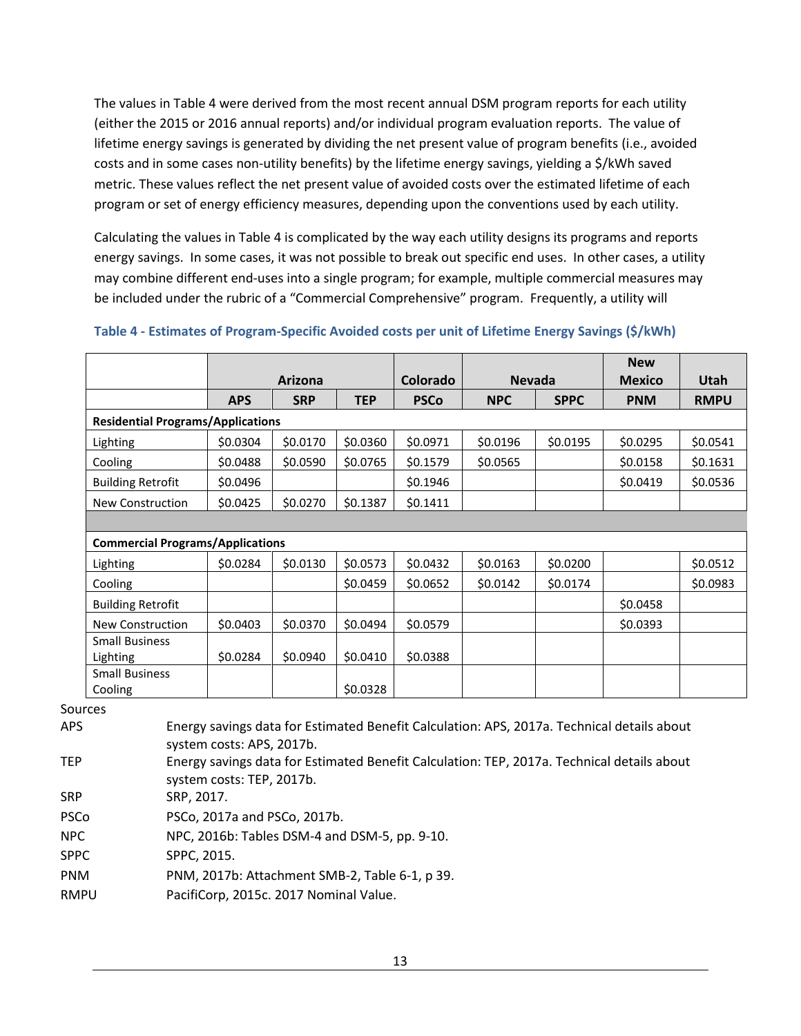The values in Table 4 were derived from the most recent annual DSM program reports for each utility (either the 2015 or 2016 annual reports) and/or individual program evaluation reports. The value of lifetime energy savings is generated by dividing the net present value of program benefits (i.e., avoided costs and in some cases non-utility benefits) by the lifetime energy savings, yielding a $/kWh saved metric. These values reflect the net present value of avoided costs over the estimated lifetime of each program or set of energy efficiency measures, depending upon the conventions used by each utility.

Calculating the values in Table 4 is complicated by the way each utility designs its programs and reports energy savings. In some cases, it was not possible to break out specific end uses. In other cases, a utility may combine different end-uses into a single program; for example, multiple commercial measures may be included under the rubric of a "Commercial Comprehensive" program. Frequently, a utility will

**Table 4 - Estimates of Program-Specific Avoided costs per unit of Lifetime Energy Savings ($/kWh)**

| | Arizona | | | Colorado | Nevada | | New Mexico | Utah |
|---|---|---|---|---|---|---|---|---|
| | **APS** | **SRP** | **TEP** | **PSCo** | **NPC** | **SPPC** | **PNM** | **RMPU** |
| **Residential Programs/Applications** | | | | | | | | |
| Lighting | $0.0304 | $0.0170 | $0.0360 | $0.0971 | $0.0196 | $0.0195 | $0.0295 | $0.0541 |
| Cooling | $0.0488 | $0.0590 | $0.0765 | $0.1579 | $0.0565 | | $0.0158 | $0.1631 |
| Building Retrofit | $0.0496 | | | $0.1946 | | | $0.0419 | $0.0536 |
| New Construction | $0.0425 | $0.0270 | $0.1387 | $0.1411 | | | | |
| | | | | | | | | |
| **Commercial Programs/Applications** | | | | | | | | |
| Lighting | $0.0284 | $0.0130 | $0.0573 | $0.0432 | $0.0163 | $0.0200 | | $0.0512 |
| Cooling | | | $0.0459 | $0.0652 | $0.0142 | $0.0174 | | $0.0983 |
| Building Retrofit | | | | | | | $0.0458 | |
| New Construction | $0.0403 | $0.0370 | $0.0494 | $0.0579 | | | $0.0393 | |
| Small Business Lighting | $0.0284 | $0.0940 | $0.0410 | $0.0388 | | | | |
| Small Business Cooling | | | $0.0328 | | | | | |

Sources

| | |
|---|---|
| APS | Energy savings data for Estimated Benefit Calculation: APS, 2017a. Technical details about system costs: APS, 2017b. |
| TEP | Energy savings data for Estimated Benefit Calculation: TEP, 2017a. Technical details about system costs: TEP, 2017b. |
| SRP | SRP, 2017. |
| PSCo | PSCo, 2017a and PSCo, 2017b. |
| NPC | NPC, 2016b: Tables DSM-4 and DSM-5, pp. 9-10. |
| SPPC | SPPC, 2015. |
| PNM | PNM, 2017b: Attachment SMB-2, Table 6-1, p 39. |
| RMPU | PacifiCorp, 2015c. 2017 Nominal Value. |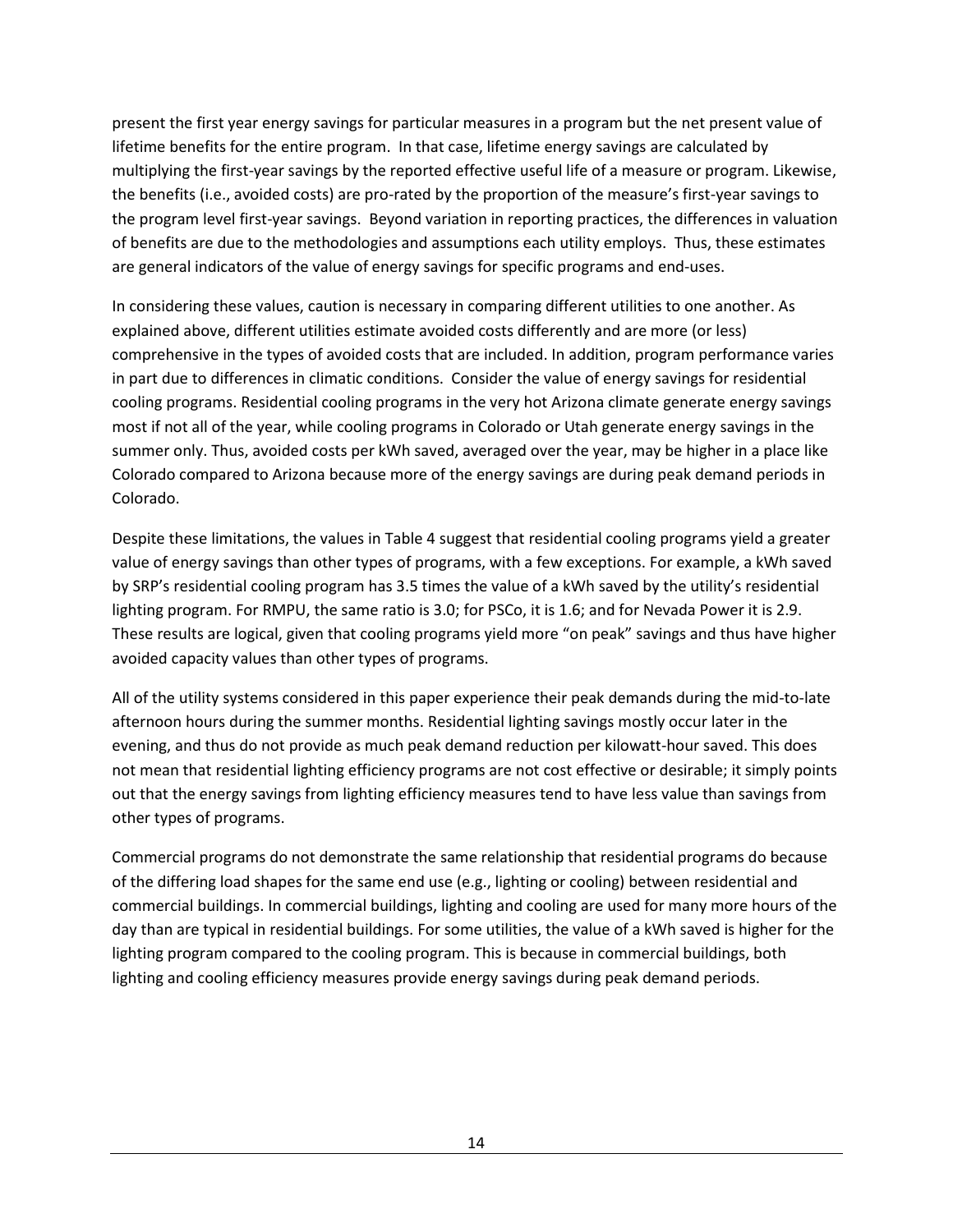present the first year energy savings for particular measures in a program but the net present value of lifetime benefits for the entire program. In that case, lifetime energy savings are calculated by multiplying the first-year savings by the reported effective useful life of a measure or program. Likewise, the benefits (i.e., avoided costs) are pro-rated by the proportion of the measure's first-year savings to the program level first-year savings. Beyond variation in reporting practices, the differences in valuation of benefits are due to the methodologies and assumptions each utility employs. Thus, these estimates are general indicators of the value of energy savings for specific programs and end-uses.

In considering these values, caution is necessary in comparing different utilities to one another. As explained above, different utilities estimate avoided costs differently and are more (or less) comprehensive in the types of avoided costs that are included. In addition, program performance varies in part due to differences in climatic conditions. Consider the value of energy savings for residential cooling programs. Residential cooling programs in the very hot Arizona climate generate energy savings most if not all of the year, while cooling programs in Colorado or Utah generate energy savings in the summer only. Thus, avoided costs per kWh saved, averaged over the year, may be higher in a place like Colorado compared to Arizona because more of the energy savings are during peak demand periods in Colorado.

Despite these limitations, the values in Table 4 suggest that residential cooling programs yield a greater value of energy savings than other types of programs, with a few exceptions. For example, a kWh saved by SRP's residential cooling program has 3.5 times the value of a kWh saved by the utility's residential lighting program. For RMPU, the same ratio is 3.0; for PSCo, it is 1.6; and for Nevada Power it is 2.9. These results are logical, given that cooling programs yield more "on peak" savings and thus have higher avoided capacity values than other types of programs.

All of the utility systems considered in this paper experience their peak demands during the mid-to-late afternoon hours during the summer months. Residential lighting savings mostly occur later in the evening, and thus do not provide as much peak demand reduction per kilowatt-hour saved. This does not mean that residential lighting efficiency programs are not cost effective or desirable; it simply points out that the energy savings from lighting efficiency measures tend to have less value than savings from other types of programs.

Commercial programs do not demonstrate the same relationship that residential programs do because of the differing load shapes for the same end use (e.g., lighting or cooling) between residential and commercial buildings. In commercial buildings, lighting and cooling are used for many more hours of the day than are typical in residential buildings. For some utilities, the value of a kWh saved is higher for the lighting program compared to the cooling program. This is because in commercial buildings, both lighting and cooling efficiency measures provide energy savings during peak demand periods.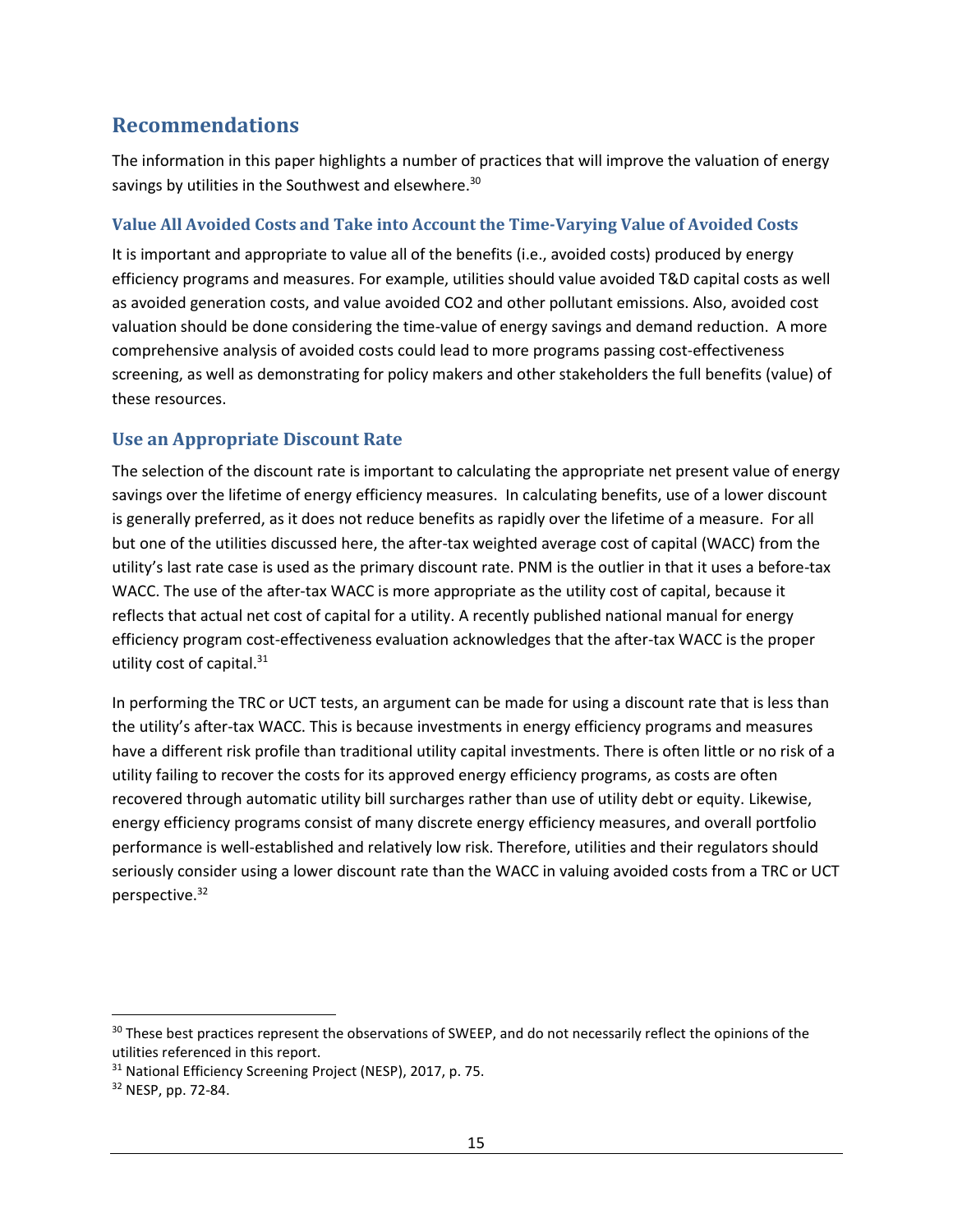## Recommendations

The information in this paper highlights a number of practices that will improve the valuation of energy savings by utilities in the Southwest and elsewhere.[30]

### Value All Avoided Costs and Take into Account the Time-Varying Value of Avoided Costs

It is important and appropriate to value all of the benefits (i.e., avoided costs) produced by energy efficiency programs and measures. For example, utilities should value avoided T&D capital costs as well as avoided generation costs, and value avoided CO2 and other pollutant emissions. Also, avoided cost valuation should be done considering the time-value of energy savings and demand reduction. A more comprehensive analysis of avoided costs could lead to more programs passing cost-effectiveness screening, as well as demonstrating for policy makers and other stakeholders the full benefits (value) of these resources.

### Use an Appropriate Discount Rate

The selection of the discount rate is important to calculating the appropriate net present value of energy savings over the lifetime of energy efficiency measures. In calculating benefits, use of a lower discount is generally preferred, as it does not reduce benefits as rapidly over the lifetime of a measure. For all but one of the utilities discussed here, the after-tax weighted average cost of capital (WACC) from the utility's last rate case is used as the primary discount rate. PNM is the outlier in that it uses a before-tax WACC. The use of the after-tax WACC is more appropriate as the utility cost of capital, because it reflects that actual net cost of capital for a utility. A recently published national manual for energy efficiency program cost-effectiveness evaluation acknowledges that the after-tax WACC is the proper utility cost of capital.[31]

In performing the TRC or UCT tests, an argument can be made for using a discount rate that is less than the utility's after-tax WACC. This is because investments in energy efficiency programs and measures have a different risk profile than traditional utility capital investments. There is often little or no risk of a utility failing to recover the costs for its approved energy efficiency programs, as costs are often recovered through automatic utility bill surcharges rather than use of utility debt or equity. Likewise, energy efficiency programs consist of many discrete energy efficiency measures, and overall portfolio performance is well-established and relatively low risk. Therefore, utilities and their regulators should seriously consider using a lower discount rate than the WACC in valuing avoided costs from a TRC or UCT perspective.[32]

---

[30] These best practices represent the observations of SWEEP, and do not necessarily reflect the opinions of the utilities referenced in this report.

[31] National Efficiency Screening Project (NESP), 2017, p. 75.

[32] NESP, pp. 72-84.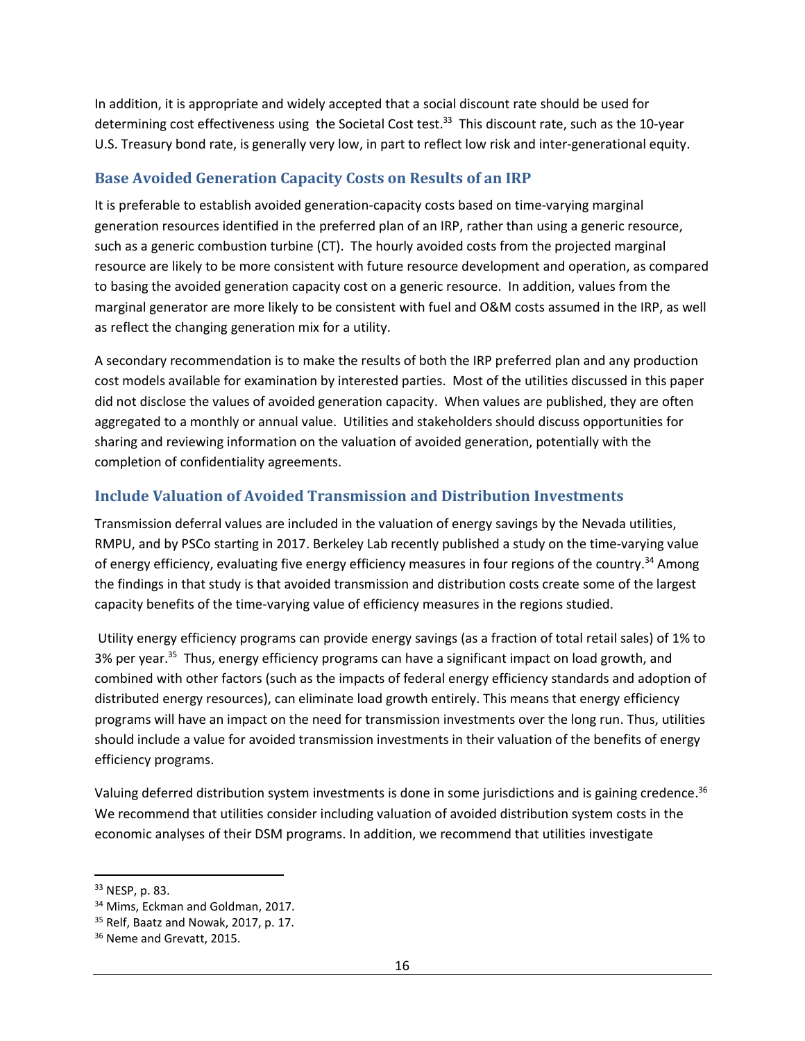In addition, it is appropriate and widely accepted that a social discount rate should be used for determining cost effectiveness using the Societal Cost test.[33] This discount rate, such as the 10-year U.S. Treasury bond rate, is generally very low, in part to reflect low risk and inter-generational equity.

## Base Avoided Generation Capacity Costs on Results of an IRP

It is preferable to establish avoided generation-capacity costs based on time-varying marginal generation resources identified in the preferred plan of an IRP, rather than using a generic resource, such as a generic combustion turbine (CT). The hourly avoided costs from the projected marginal resource are likely to be more consistent with future resource development and operation, as compared to basing the avoided generation capacity cost on a generic resource. In addition, values from the marginal generator are more likely to be consistent with fuel and O&M costs assumed in the IRP, as well as reflect the changing generation mix for a utility.

A secondary recommendation is to make the results of both the IRP preferred plan and any production cost models available for examination by interested parties. Most of the utilities discussed in this paper did not disclose the values of avoided generation capacity. When values are published, they are often aggregated to a monthly or annual value. Utilities and stakeholders should discuss opportunities for sharing and reviewing information on the valuation of avoided generation, potentially with the completion of confidentiality agreements.

## Include Valuation of Avoided Transmission and Distribution Investments

Transmission deferral values are included in the valuation of energy savings by the Nevada utilities, RMPU, and by PSCo starting in 2017. Berkeley Lab recently published a study on the time-varying value of energy efficiency, evaluating five energy efficiency measures in four regions of the country.[34] Among the findings in that study is that avoided transmission and distribution costs create some of the largest capacity benefits of the time-varying value of efficiency measures in the regions studied.

Utility energy efficiency programs can provide energy savings (as a fraction of total retail sales) of 1% to 3% per year.[35] Thus, energy efficiency programs can have a significant impact on load growth, and combined with other factors (such as the impacts of federal energy efficiency standards and adoption of distributed energy resources), can eliminate load growth entirely. This means that energy efficiency programs will have an impact on the need for transmission investments over the long run. Thus, utilities should include a value for avoided transmission investments in their valuation of the benefits of energy efficiency programs.

Valuing deferred distribution system investments is done in some jurisdictions and is gaining credence.[36] We recommend that utilities consider including valuation of avoided distribution system costs in the economic analyses of their DSM programs. In addition, we recommend that utilities investigate

---

[33] NESP, p. 83.

[34] Mims, Eckman and Goldman, 2017.

[35] Relf, Baatz and Nowak, 2017, p. 17.

[36] Neme and Grevatt, 2015.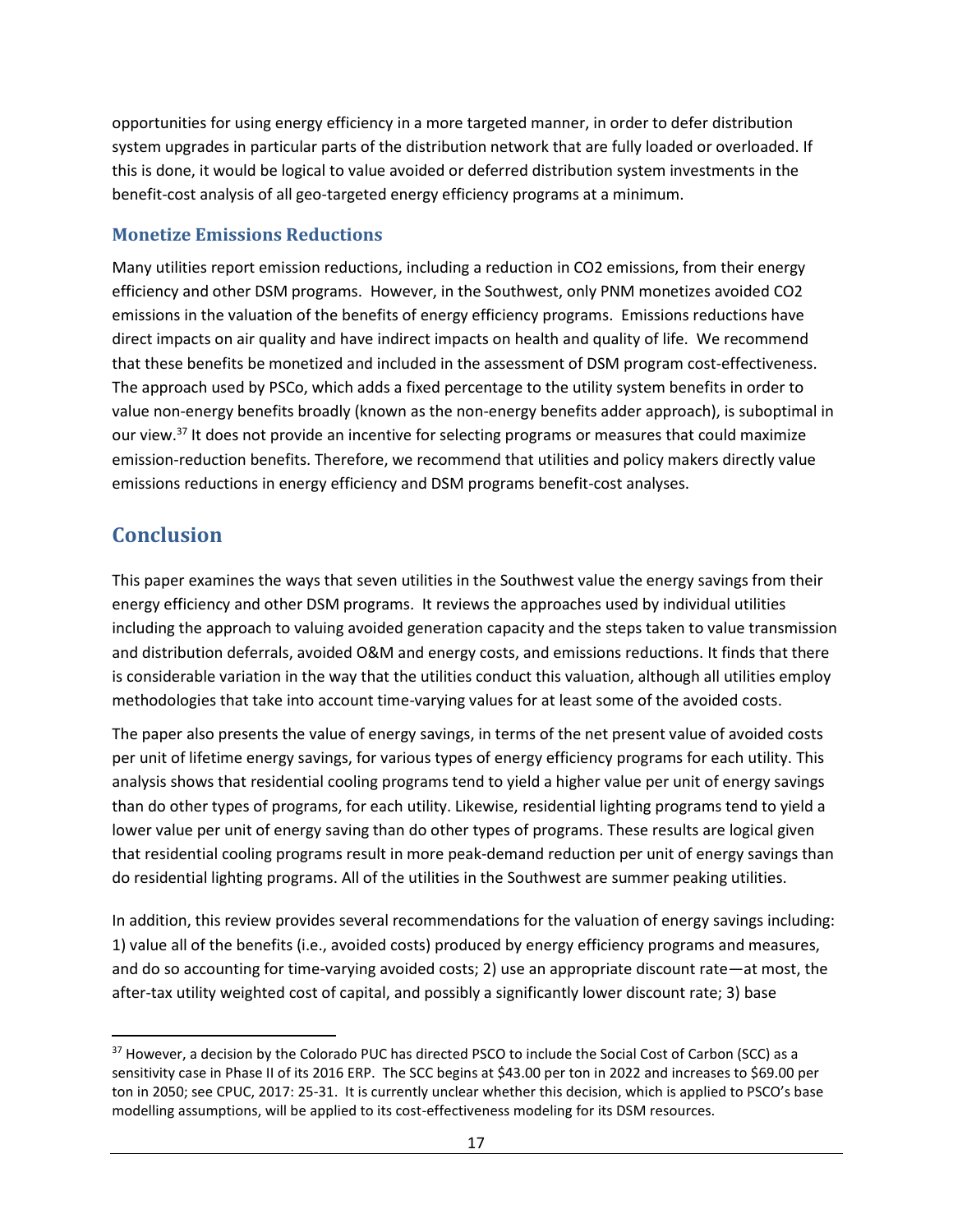opportunities for using energy efficiency in a more targeted manner, in order to defer distribution system upgrades in particular parts of the distribution network that are fully loaded or overloaded. If this is done, it would be logical to value avoided or deferred distribution system investments in the benefit-cost analysis of all geo-targeted energy efficiency programs at a minimum.

### Monetize Emissions Reductions

Many utilities report emission reductions, including a reduction in $CO_2$ emissions, from their energy efficiency and other DSM programs. However, in the Southwest, only PNM monetizes avoided $CO_2$ emissions in the valuation of the benefits of energy efficiency programs. Emissions reductions have direct impacts on air quality and have indirect impacts on health and quality of life. We recommend that these benefits be monetized and included in the assessment of DSM program cost-effectiveness. The approach used by PSCo, which adds a fixed percentage to the utility system benefits in order to value non-energy benefits broadly (known as the non-energy benefits adder approach), is suboptimal in our view.[37] It does not provide an incentive for selecting programs or measures that could maximize emission-reduction benefits. Therefore, we recommend that utilities and policy makers directly value emissions reductions in energy efficiency and DSM programs benefit-cost analyses.

## Conclusion

This paper examines the ways that seven utilities in the Southwest value the energy savings from their energy efficiency and other DSM programs. It reviews the approaches used by individual utilities including the approach to valuing avoided generation capacity and the steps taken to value transmission and distribution deferrals, avoided O&M and energy costs, and emissions reductions. It finds that there is considerable variation in the way that the utilities conduct this valuation, although all utilities employ methodologies that take into account time-varying values for at least some of the avoided costs.

The paper also presents the value of energy savings, in terms of the net present value of avoided costs per unit of lifetime energy savings, for various types of energy efficiency programs for each utility. This analysis shows that residential cooling programs tend to yield a higher value per unit of energy savings than do other types of programs, for each utility. Likewise, residential lighting programs tend to yield a lower value per unit of energy saving than do other types of programs. These results are logical given that residential cooling programs result in more peak-demand reduction per unit of energy savings than do residential lighting programs. All of the utilities in the Southwest are summer peaking utilities.

In addition, this review provides several recommendations for the valuation of energy savings including: 1) value all of the benefits (i.e., avoided costs) produced by energy efficiency programs and measures, and do so accounting for time-varying avoided costs; 2) use an appropriate discount rate—at most, the after-tax utility weighted cost of capital, and possibly a significantly lower discount rate; 3) base

---

[37] However, a decision by the Colorado PUC has directed PSCO to include the Social Cost of Carbon (SCC) as a sensitivity case in Phase II of its 2016 ERP. The SCC begins at $43.00 per ton in 2022 and increases to $69.00 per ton in 2050; see CPUC, 2017: 25-31. It is currently unclear whether this decision, which is applied to PSCO's base modelling assumptions, will be applied to its cost-effectiveness modeling for its DSM resources.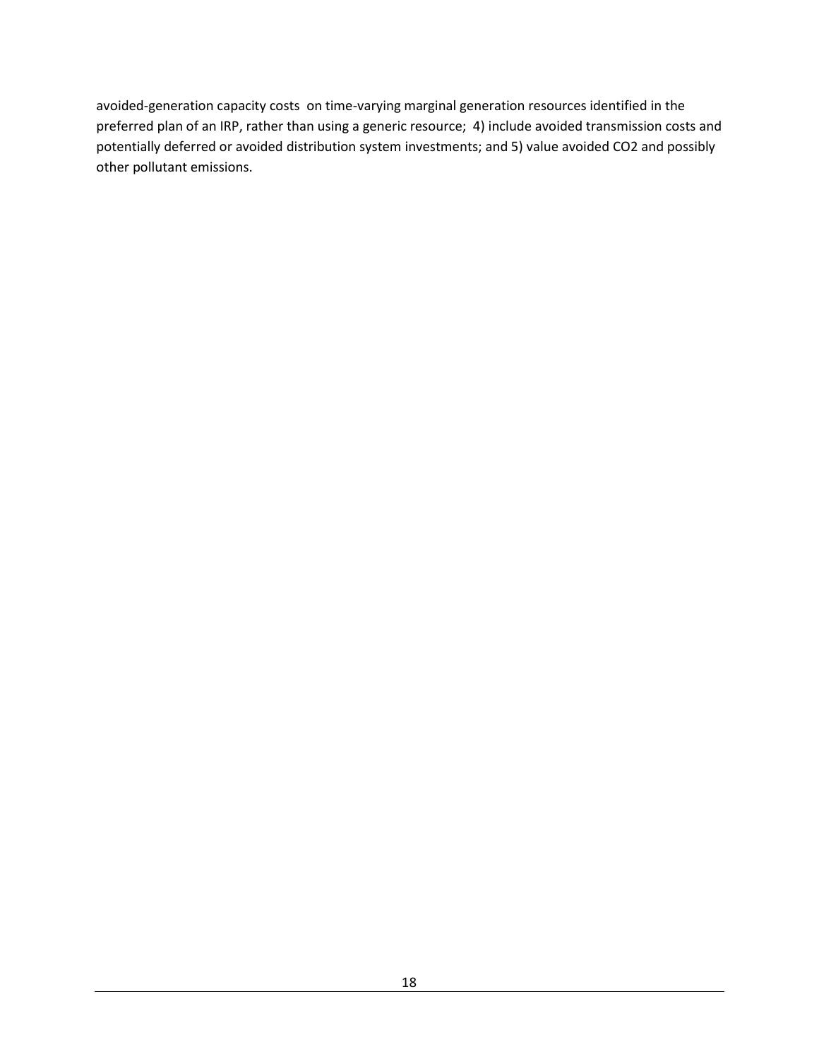avoided-generation capacity costs on time-varying marginal generation resources identified in the preferred plan of an IRP, rather than using a generic resource; 4) include avoided transmission costs and potentially deferred or avoided distribution system investments; and 5) value avoided $CO_2$ and possibly other pollutant emissions.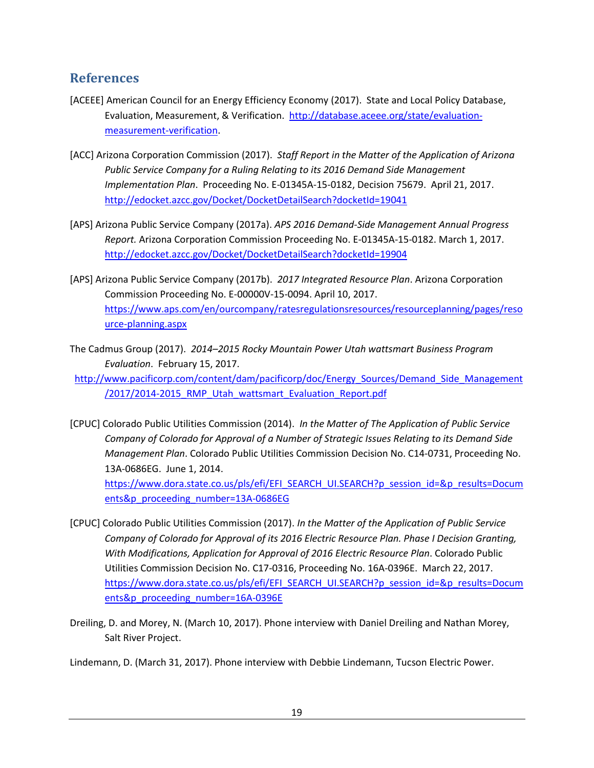## References

[ACEEE] American Council for an Energy Efficiency Economy (2017). State and Local Policy Database, Evaluation, Measurement, & Verification. http://database.aceee.org/state/evaluation-measurement-verification.

[ACC] Arizona Corporation Commission (2017). *Staff Report in the Matter of the Application of Arizona Public Service Company for a Ruling Relating to its 2016 Demand Side Management Implementation Plan*. Proceeding No. E-01345A-15-0182, Decision 75679. April 21, 2017. http://edocket.azcc.gov/Docket/DocketDetailSearch?docketId=19041

[APS] Arizona Public Service Company (2017a). *APS 2016 Demand-Side Management Annual Progress Report.* Arizona Corporation Commission Proceeding No. E-01345A-15-0182. March 1, 2017. http://edocket.azcc.gov/Docket/DocketDetailSearch?docketId=19904

[APS] Arizona Public Service Company (2017b). *2017 Integrated Resource Plan*. Arizona Corporation Commission Proceeding No. E-00000V-15-0094. April 10, 2017. https://www.aps.com/en/ourcompany/ratesregulationsresources/resourceplanning/pages/resource-planning.aspx

The Cadmus Group (2017). *2014–2015 Rocky Mountain Power Utah wattsmart Business Program Evaluation*. February 15, 2017. http://www.pacificorp.com/content/dam/pacificorp/doc/Energy_Sources/Demand_Side_Management/2017/2014-2015_RMP_Utah_wattsmart_Evaluation_Report.pdf

[CPUC] Colorado Public Utilities Commission (2014). *In the Matter of The Application of Public Service Company of Colorado for Approval of a Number of Strategic Issues Relating to its Demand Side Management Plan*. Colorado Public Utilities Commission Decision No. C14-0731, Proceeding No. 13A-0686EG. June 1, 2014. https://www.dora.state.co.us/pls/efi/EFI_SEARCH_UI.SEARCH?p_session_id=&p_results=Documents&p_proceeding_number=13A-0686EG

[CPUC] Colorado Public Utilities Commission (2017). *In the Matter of the Application of Public Service Company of Colorado for Approval of its 2016 Electric Resource Plan. Phase I Decision Granting, With Modifications, Application for Approval of 2016 Electric Resource Plan*. Colorado Public Utilities Commission Decision No. C17-0316, Proceeding No. 16A-0396E. March 22, 2017. https://www.dora.state.co.us/pls/efi/EFI_SEARCH_UI.SEARCH?p_session_id=&p_results=Documents&p_proceeding_number=16A-0396E

Dreiling, D. and Morey, N. (March 10, 2017). Phone interview with Daniel Dreiling and Nathan Morey, Salt River Project.

Lindemann, D. (March 31, 2017). Phone interview with Debbie Lindemann, Tucson Electric Power.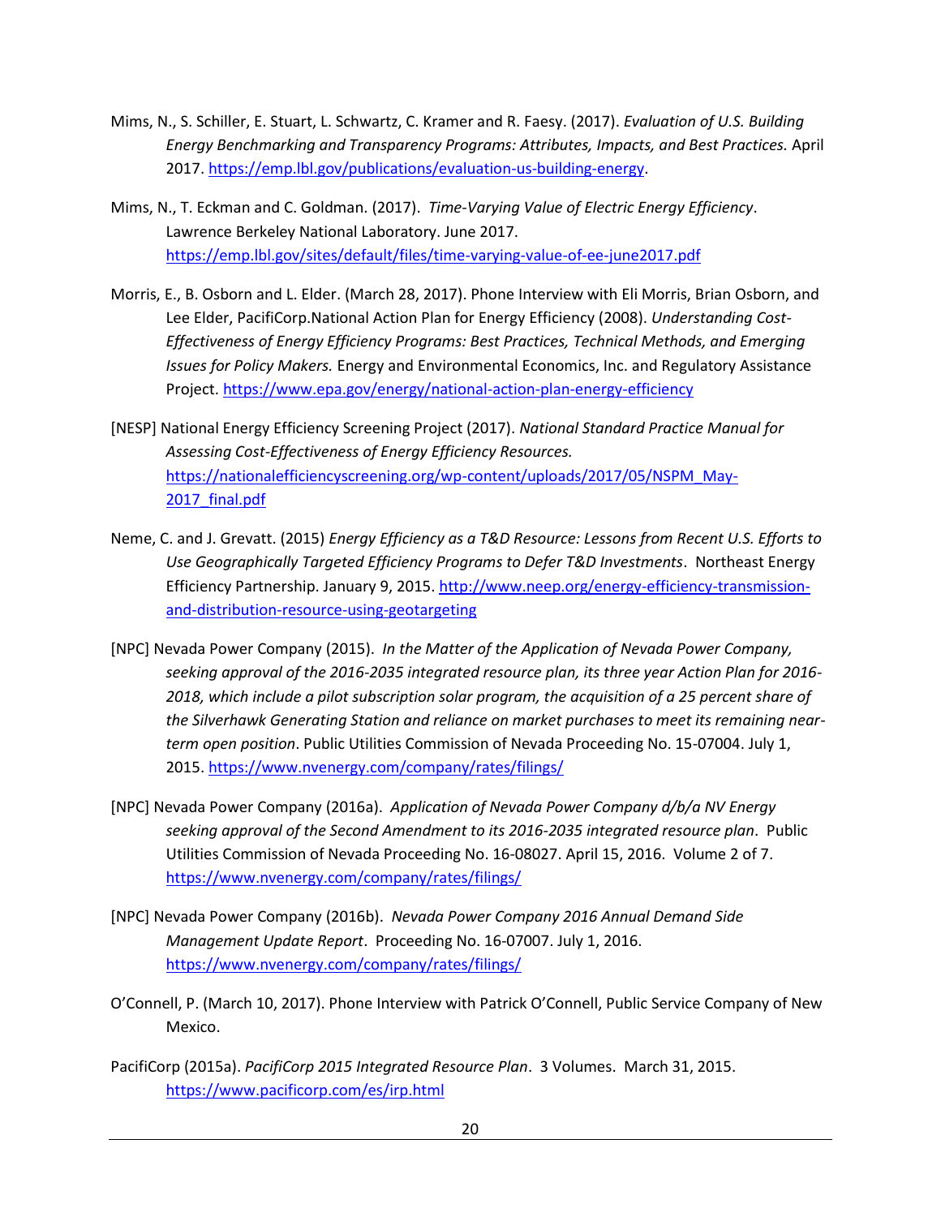Mims, N., S. Schiller, E. Stuart, L. Schwartz, C. Kramer and R. Faesy. (2017). *Evaluation of U.S. Building Energy Benchmarking and Transparency Programs: Attributes, Impacts, and Best Practices.* April 2017. https://emp.lbl.gov/publications/evaluation-us-building-energy.

Mims, N., T. Eckman and C. Goldman. (2017). *Time-Varying Value of Electric Energy Efficiency*. Lawrence Berkeley National Laboratory. June 2017. https://emp.lbl.gov/sites/default/files/time-varying-value-of-ee-june2017.pdf

Morris, E., B. Osborn and L. Elder. (March 28, 2017). Phone Interview with Eli Morris, Brian Osborn, and Lee Elder, PacifiCorp.National Action Plan for Energy Efficiency (2008). *Understanding Cost-Effectiveness of Energy Efficiency Programs: Best Practices, Technical Methods, and Emerging Issues for Policy Makers.* Energy and Environmental Economics, Inc. and Regulatory Assistance Project. https://www.epa.gov/energy/national-action-plan-energy-efficiency

[NESP] National Energy Efficiency Screening Project (2017). *National Standard Practice Manual for Assessing Cost-Effectiveness of Energy Efficiency Resources.* https://nationalefficiencyscreening.org/wp-content/uploads/2017/05/NSPM_May-2017_final.pdf

Neme, C. and J. Grevatt. (2015) *Energy Efficiency as a T&D Resource: Lessons from Recent U.S. Efforts to Use Geographically Targeted Efficiency Programs to Defer T&D Investments*. Northeast Energy Efficiency Partnership. January 9, 2015. http://www.neep.org/energy-efficiency-transmission-and-distribution-resource-using-geotargeting

[NPC] Nevada Power Company (2015). *In the Matter of the Application of Nevada Power Company, seeking approval of the 2016-2035 integrated resource plan, its three year Action Plan for 2016-2018, which include a pilot subscription solar program, the acquisition of a 25 percent share of the Silverhawk Generating Station and reliance on market purchases to meet its remaining near-term open position*. Public Utilities Commission of Nevada Proceeding No. 15-07004. July 1, 2015. https://www.nvenergy.com/company/rates/filings/

[NPC] Nevada Power Company (2016a). *Application of Nevada Power Company d/b/a NV Energy seeking approval of the Second Amendment to its 2016-2035 integrated resource plan*. Public Utilities Commission of Nevada Proceeding No. 16-08027. April 15, 2016. Volume 2 of 7. https://www.nvenergy.com/company/rates/filings/

[NPC] Nevada Power Company (2016b). *Nevada Power Company 2016 Annual Demand Side Management Update Report*. Proceeding No. 16-07007. July 1, 2016. https://www.nvenergy.com/company/rates/filings/

O'Connell, P. (March 10, 2017). Phone Interview with Patrick O'Connell, Public Service Company of New Mexico.

PacifiCorp (2015a). *PacifiCorp 2015 Integrated Resource Plan*. 3 Volumes. March 31, 2015. https://www.pacificorp.com/es/irp.html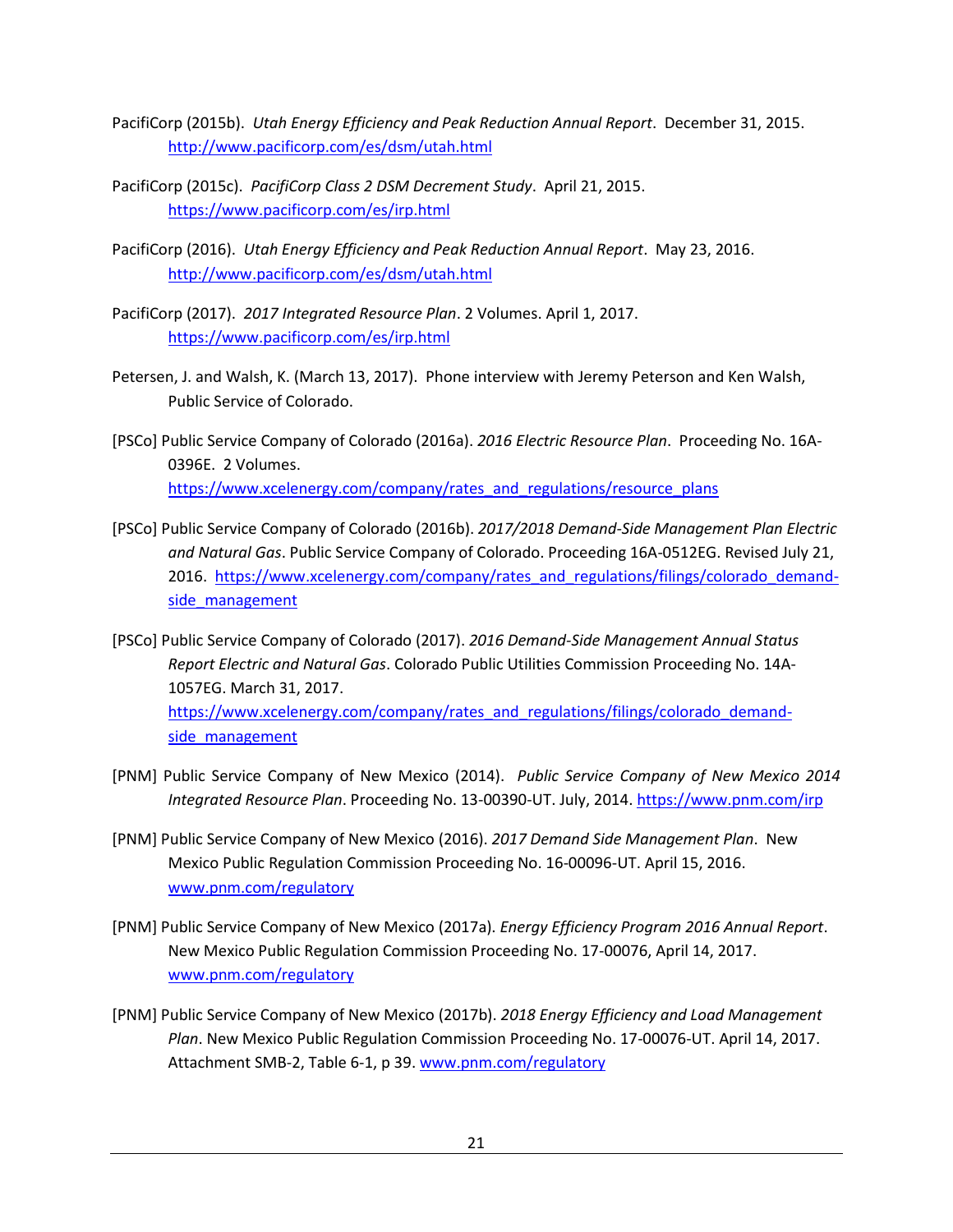PacifiCorp (2015b). *Utah Energy Efficiency and Peak Reduction Annual Report*. December 31, 2015. http://www.pacificorp.com/es/dsm/utah.html

PacifiCorp (2015c). *PacifiCorp Class 2 DSM Decrement Study*. April 21, 2015. https://www.pacificorp.com/es/irp.html

PacifiCorp (2016). *Utah Energy Efficiency and Peak Reduction Annual Report*. May 23, 2016. http://www.pacificorp.com/es/dsm/utah.html

PacifiCorp (2017). *2017 Integrated Resource Plan*. 2 Volumes. April 1, 2017. https://www.pacificorp.com/es/irp.html

Petersen, J. and Walsh, K. (March 13, 2017). Phone interview with Jeremy Peterson and Ken Walsh, Public Service of Colorado.

[PSCo] Public Service Company of Colorado (2016a). *2016 Electric Resource Plan*. Proceeding No. 16A-0396E. 2 Volumes. https://www.xcelenergy.com/company/rates_and_regulations/resource_plans

[PSCo] Public Service Company of Colorado (2016b). *2017/2018 Demand-Side Management Plan Electric and Natural Gas*. Public Service Company of Colorado. Proceeding 16A-0512EG. Revised July 21, 2016. https://www.xcelenergy.com/company/rates_and_regulations/filings/colorado_demand-side_management

[PSCo] Public Service Company of Colorado (2017). *2016 Demand-Side Management Annual Status Report Electric and Natural Gas*. Colorado Public Utilities Commission Proceeding No. 14A-1057EG. March 31, 2017. https://www.xcelenergy.com/company/rates_and_regulations/filings/colorado_demand-side_management

[PNM] Public Service Company of New Mexico (2014). *Public Service Company of New Mexico 2014 Integrated Resource Plan*. Proceeding No. 13-00390-UT. July, 2014. https://www.pnm.com/irp

[PNM] Public Service Company of New Mexico (2016). *2017 Demand Side Management Plan*. New Mexico Public Regulation Commission Proceeding No. 16-00096-UT. April 15, 2016. www.pnm.com/regulatory

[PNM] Public Service Company of New Mexico (2017a). *Energy Efficiency Program 2016 Annual Report*. New Mexico Public Regulation Commission Proceeding No. 17-00076, April 14, 2017. www.pnm.com/regulatory

[PNM] Public Service Company of New Mexico (2017b). *2018 Energy Efficiency and Load Management Plan*. New Mexico Public Regulation Commission Proceeding No. 17-00076-UT. April 14, 2017. Attachment SMB-2, Table 6-1, p 39. www.pnm.com/regulatory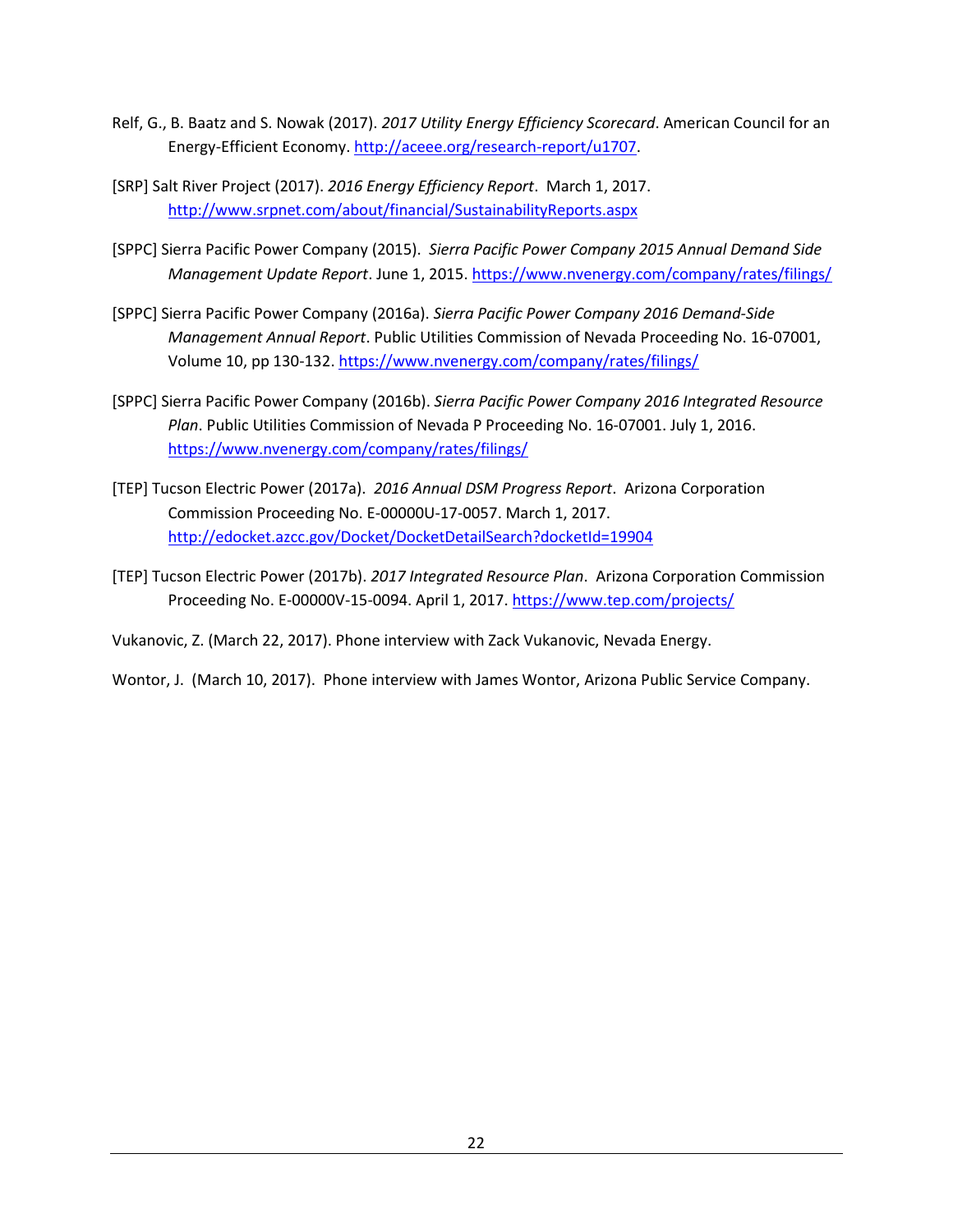Relf, G., B. Baatz and S. Nowak (2017). *2017 Utility Energy Efficiency Scorecard*. American Council for an Energy-Efficient Economy. http://aceee.org/research-report/u1707.

[SRP] Salt River Project (2017). *2016 Energy Efficiency Report*. March 1, 2017. http://www.srpnet.com/about/financial/SustainabilityReports.aspx

[SPPC] Sierra Pacific Power Company (2015). *Sierra Pacific Power Company 2015 Annual Demand Side Management Update Report*. June 1, 2015. https://www.nvenergy.com/company/rates/filings/

[SPPC] Sierra Pacific Power Company (2016a). *Sierra Pacific Power Company 2016 Demand-Side Management Annual Report*. Public Utilities Commission of Nevada Proceeding No. 16-07001, Volume 10, pp 130-132. https://www.nvenergy.com/company/rates/filings/

[SPPC] Sierra Pacific Power Company (2016b). *Sierra Pacific Power Company 2016 Integrated Resource Plan*. Public Utilities Commission of Nevada P Proceeding No. 16-07001. July 1, 2016. https://www.nvenergy.com/company/rates/filings/

[TEP] Tucson Electric Power (2017a). *2016 Annual DSM Progress Report*. Arizona Corporation Commission Proceeding No. E-00000U-17-0057. March 1, 2017. http://edocket.azcc.gov/Docket/DocketDetailSearch?docketId=19904

[TEP] Tucson Electric Power (2017b). *2017 Integrated Resource Plan*. Arizona Corporation Commission Proceeding No. E-00000V-15-0094. April 1, 2017. https://www.tep.com/projects/

Vukanovic, Z. (March 22, 2017). Phone interview with Zack Vukanovic, Nevada Energy.

Wontor, J. (March 10, 2017). Phone interview with James Wontor, Arizona Public Service Company.